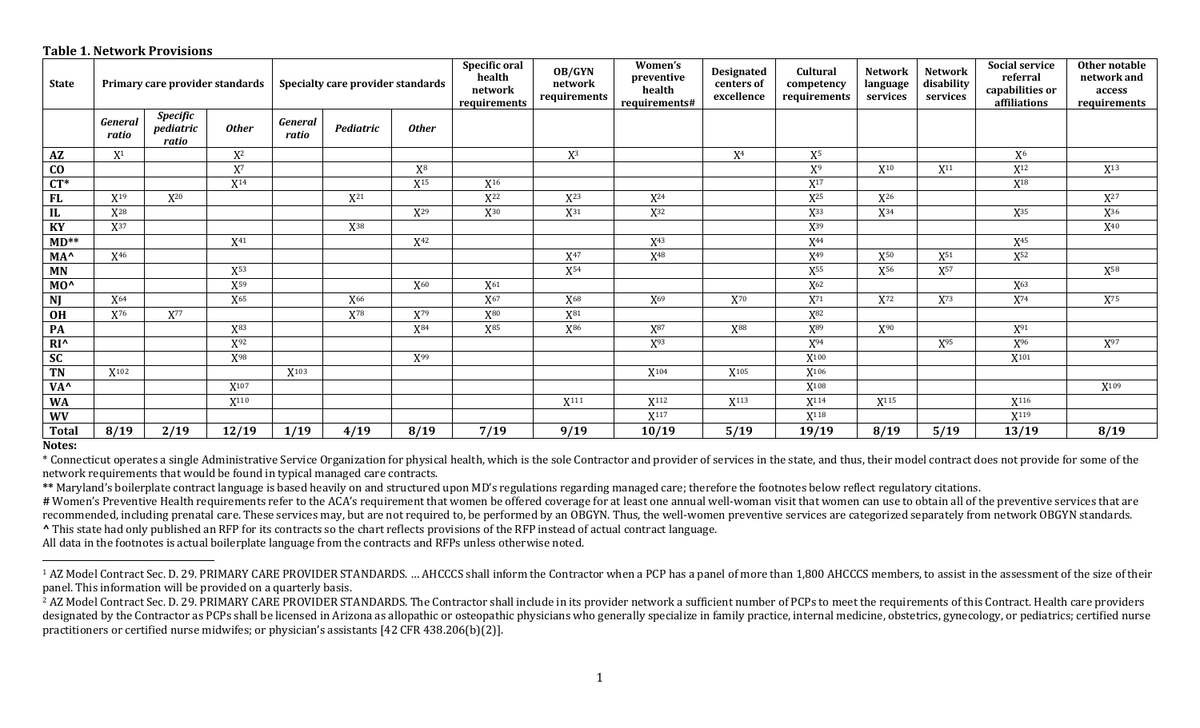**Table 1. Network Provisions**

| State | Primary care provider standards | | | Specialty care provider standards | | | Specific oral health network requirements | OB/GYN network requirements | Women's preventive health requirements# | Designated centers of excellence | Cultural competency requirements | Network language services | Network disability services | Social service referral capabilities or affiliations | Other notable network and access requirements |
|---|---|---|---|---|---|---|---|---|---|---|---|---|---|---|---|
| | *General ratio* | *Specific pediatric ratio* | *Other* | *General ratio* | *Pediatric* | *Other* | | | | | | | | | |
| **AZ** | X[1] | | X[2] | | | | | X[3] | | X[4] | X[5] | | | X[6] | |
| **CO** | | | X[7] | | | X[8] | | | | | X[9] | X[10] | X[11] | X[12] | X[13] |
| **CT*** | | | X[14] | | | X[15] | X[16] | | | | X[17] | | | X[18] | |
| **FL** | X[19] | X[20] | | | X[21] | | X[22] | X[23] | X[24] | | X[25] | X[26] | | | X[27] |
| **IL** | X[28] | | | | | X[29] | X[30] | X[31] | X[32] | | X[33] | X[34] | | X[35] | X[36] |
| **KY** | X[37] | | | | X[38] | | | | | | X[39] | | | | X[40] |
| **MD**** | | | X[41] | | | X[42] | | | X[43] | | X[44] | | | X[45] | |
| **MA^** | X[46] | | | | | | | X[47] | X[48] | | X[49] | X[50] | X[51] | X[52] | |
| **MN** | | | X[53] | | | | | X[54] | | | X[55] | X[56] | X[57] | | X[58] |
| **MO^** | | | X[59] | | | X[60] | X[61] | | | | X[62] | | | X[63] | |
| **NJ** | X[64] | | X[65] | | X[66] | | X[67] | X[68] | X[69] | X[70] | X[71] | X[72] | X[73] | X[74] | X[75] |
| **OH** | X[76] | X[77] | | | X[78] | X[79] | X[80] | X[81] | | | X[82] | | | | |
| **PA** | | | X[83] | | | X[84] | X[85] | X[86] | X[87] | X[88] | X[89] | X[90] | | X[91] | |
| **RI^** | | | X[92] | | | | | | X[93] | | X[94] | | X[95] | X[96] | X[97] |
| **SC** | | | X[98] | | | X[99] | | | | | X[100] | | | X[101] | |
| **TN** | X[102] | | | X[103] | | | | | X[104] | X[105] | X[106] | | | | |
| **VA^** | | | X[107] | | | | | | | | X[108] | | | | X[109] |
| **WA** | | | X[110] | | | | | X[111] | X[112] | X[113] | X[114] | X[115] | | X[116] | |
| **WV** | | | | | | | | | X[117] | | X[118] | | | X[119] | |
| **Total** | **8/19** | **2/19** | **12/19** | **1/19** | **4/19** | **8/19** | **7/19** | **9/19** | **10/19** | **5/19** | **19/19** | **8/19** | **5/19** | **13/19** | **8/19** |

**Notes:**

* Connecticut operates a single Administrative Service Organization for physical health, which is the sole Contractor and provider of services in the state, and thus, their model contract does not provide for some of the network requirements that would be found in typical managed care contracts.

** Maryland's boilerplate contract language is based heavily on and structured upon MD's regulations regarding managed care; therefore the footnotes below reflect regulatory citations.

# Women's Preventive Health requirements refer to the ACA's requirement that women be offered coverage for at least one annual well-woman visit that women can use to obtain all of the preventive services that are recommended, including prenatal care. These services may, but are not required to, be performed by an OBGYN. Thus, the well-women preventive services are categorized separately from network OBGYN standards.

^ This state had only published an RFP for its contracts so the chart reflects provisions of the RFP instead of actual contract language.

All data in the footnotes is actual boilerplate language from the contracts and RFPs unless otherwise noted.

---

[1] AZ Model Contract Sec. D. 29. PRIMARY CARE PROVIDER STANDARDS. … AHCCCS shall inform the Contractor when a PCP has a panel of more than 1,800 AHCCCS members, to assist in the assessment of the size of their panel. This information will be provided on a quarterly basis.

[2] AZ Model Contract Sec. D. 29. PRIMARY CARE PROVIDER STANDARDS. The Contractor shall include in its provider network a sufficient number of PCPs to meet the requirements of this Contract. Health care providers designated by the Contractor as PCPs shall be licensed in Arizona as allopathic or osteopathic physicians who generally specialize in family practice, internal medicine, obstetrics, gynecology, or pediatrics; certified nurse practitioners or certified nurse midwifes; or physician's assistants [42 CFR 438.206(b)(2)].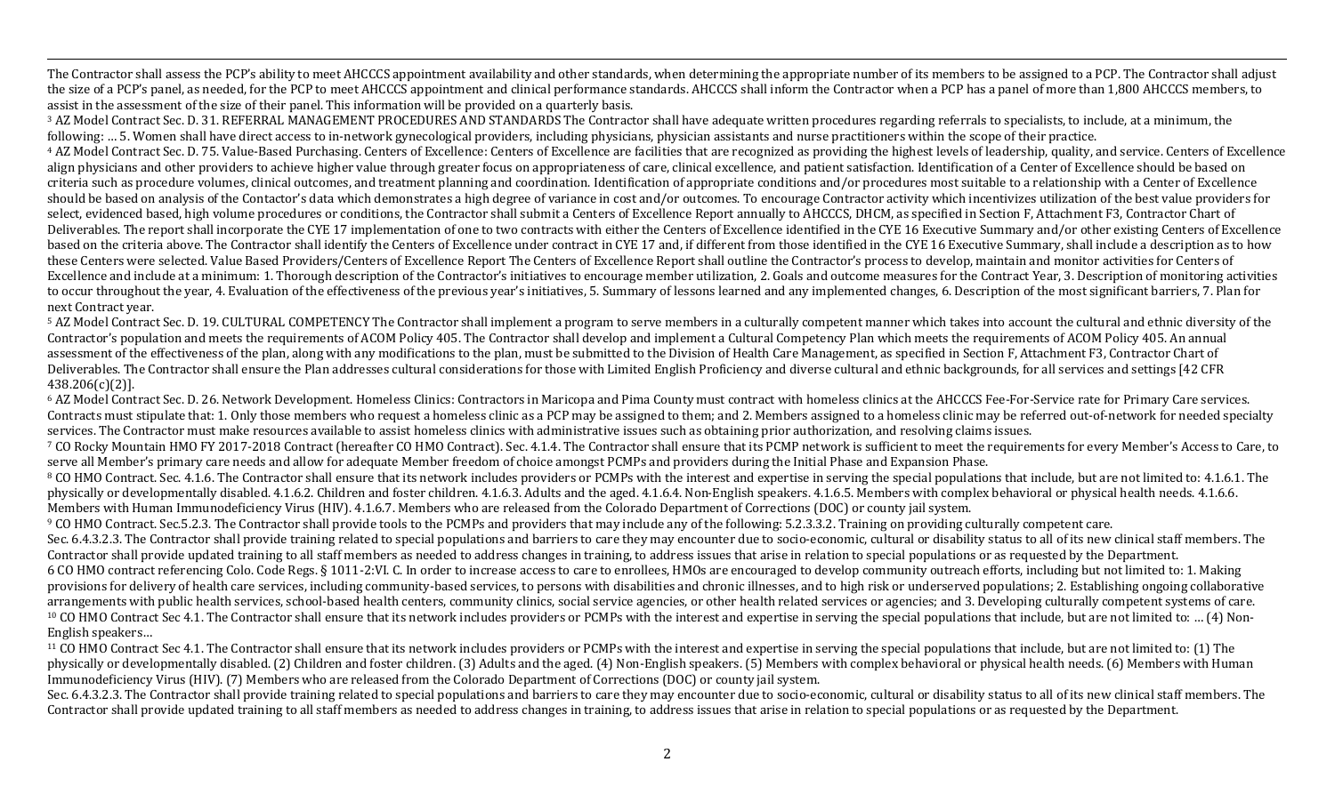The Contractor shall assess the PCP's ability to meet AHCCCS appointment availability and other standards, when determining the appropriate number of its members to be assigned to a PCP. The Contractor shall adjust the size of a PCP's panel, as needed, for the PCP to meet AHCCCS appointment and clinical performance standards. AHCCCS shall inform the Contractor when a PCP has a panel of more than 1,800 AHCCCS members, to assist in the assessment of the size of their panel. This information will be provided on a quarterly basis.

[3] AZ Model Contract Sec. D. 31. REFERRAL MANAGEMENT PROCEDURES AND STANDARDS The Contractor shall have adequate written procedures regarding referrals to specialists, to include, at a minimum, the following: … 5. Women shall have direct access to in-network gynecological providers, including physicians, physician assistants and nurse practitioners within the scope of their practice.

[4] AZ Model Contract Sec. D. 75. Value-Based Purchasing. Centers of Excellence: Centers of Excellence are facilities that are recognized as providing the highest levels of leadership, quality, and service. Centers of Excellence align physicians and other providers to achieve higher value through greater focus on appropriateness of care, clinical excellence, and patient satisfaction. Identification of a Center of Excellence should be based on criteria such as procedure volumes, clinical outcomes, and treatment planning and coordination. Identification of appropriate conditions and/or procedures most suitable to a relationship with a Center of Excellence should be based on analysis of the Contactor's data which demonstrates a high degree of variance in cost and/or outcomes. To encourage Contractor activity which incentivizes utilization of the best value providers for select, evidenced based, high volume procedures or conditions, the Contractor shall submit a Centers of Excellence Report annually to AHCCCS, DHCM, as specified in Section F, Attachment F3, Contractor Chart of Deliverables. The report shall incorporate the CYE 17 implementation of one to two contracts with either the Centers of Excellence identified in the CYE 16 Executive Summary and/or other existing Centers of Excellence based on the criteria above. The Contractor shall identify the Centers of Excellence under contract in CYE 17 and, if different from those identified in the CYE 16 Executive Summary, shall include a description as to how these Centers were selected. Value Based Providers/Centers of Excellence Report The Centers of Excellence Report shall outline the Contractor's process to develop, maintain and monitor activities for Centers of Excellence and include at a minimum: 1. Thorough description of the Contractor's initiatives to encourage member utilization, 2. Goals and outcome measures for the Contract Year, 3. Description of monitoring activities to occur throughout the year, 4. Evaluation of the effectiveness of the previous year's initiatives, 5. Summary of lessons learned and any implemented changes, 6. Description of the most significant barriers, 7. Plan for next Contract year.

[5] AZ Model Contract Sec. D. 19. CULTURAL COMPETENCY The Contractor shall implement a program to serve members in a culturally competent manner which takes into account the cultural and ethnic diversity of the Contractor's population and meets the requirements of ACOM Policy 405. The Contractor shall develop and implement a Cultural Competency Plan which meets the requirements of ACOM Policy 405. An annual assessment of the effectiveness of the plan, along with any modifications to the plan, must be submitted to the Division of Health Care Management, as specified in Section F, Attachment F3, Contractor Chart of Deliverables. The Contractor shall ensure the Plan addresses cultural considerations for those with Limited English Proficiency and diverse cultural and ethnic backgrounds, for all services and settings [42 CFR 438.206(c)(2)].

[6] AZ Model Contract Sec. D. 26. Network Development. Homeless Clinics: Contractors in Maricopa and Pima County must contract with homeless clinics at the AHCCCS Fee-For-Service rate for Primary Care services. Contracts must stipulate that: 1. Only those members who request a homeless clinic as a PCP may be assigned to them; and 2. Members assigned to a homeless clinic may be referred out-of-network for needed specialty services. The Contractor must make resources available to assist homeless clinics with administrative issues such as obtaining prior authorization, and resolving claims issues.

[7] CO Rocky Mountain HMO FY 2017-2018 Contract (hereafter CO HMO Contract). Sec. 4.1.4. The Contractor shall ensure that its PCMP network is sufficient to meet the requirements for every Member's Access to Care, to serve all Member's primary care needs and allow for adequate Member freedom of choice amongst PCMPs and providers during the Initial Phase and Expansion Phase.

[8] CO HMO Contract. Sec. 4.1.6. The Contractor shall ensure that its network includes providers or PCMPs with the interest and expertise in serving the special populations that include, but are not limited to: 4.1.6.1. The physically or developmentally disabled. 4.1.6.2. Children and foster children. 4.1.6.3. Adults and the aged. 4.1.6.4. Non-English speakers. 4.1.6.5. Members with complex behavioral or physical health needs. 4.1.6.6. Members with Human Immunodeficiency Virus (HIV). 4.1.6.7. Members who are released from the Colorado Department of Corrections (DOC) or county jail system.

[9] CO HMO Contract. Sec.5.2.3. The Contractor shall provide tools to the PCMPs and providers that may include any of the following: 5.2.3.3.2. Training on providing culturally competent care.

Sec. 6.4.3.2.3. The Contractor shall provide training related to special populations and barriers to care they may encounter due to socio-economic, cultural or disability status to all of its new clinical staff members. The Contractor shall provide updated training to all staff members as needed to address changes in training, to address issues that arise in relation to special populations or as requested by the Department.

6 CO HMO contract referencing Colo. Code Regs. § 1011-2:VI. C. In order to increase access to care to enrollees, HMOs are encouraged to develop community outreach efforts, including but not limited to: 1. Making provisions for delivery of health care services, including community-based services, to persons with disabilities and chronic illnesses, and to high risk or underserved populations; 2. Establishing ongoing collaborative arrangements with public health services, school-based health centers, community clinics, social service agencies, or other health related services or agencies; and 3. Developing culturally competent systems of care.

[10] CO HMO Contract Sec 4.1. The Contractor shall ensure that its network includes providers or PCMPs with the interest and expertise in serving the special populations that include, but are not limited to: … (4) Non-English speakers…

[11] CO HMO Contract Sec 4.1. The Contractor shall ensure that its network includes providers or PCMPs with the interest and expertise in serving the special populations that include, but are not limited to: (1) The physically or developmentally disabled. (2) Children and foster children. (3) Adults and the aged. (4) Non-English speakers. (5) Members with complex behavioral or physical health needs. (6) Members with Human Immunodeficiency Virus (HIV). (7) Members who are released from the Colorado Department of Corrections (DOC) or county jail system.

Sec. 6.4.3.2.3. The Contractor shall provide training related to special populations and barriers to care they may encounter due to socio-economic, cultural or disability status to all of its new clinical staff members. The Contractor shall provide updated training to all staff members as needed to address changes in training, to address issues that arise in relation to special populations or as requested by the Department.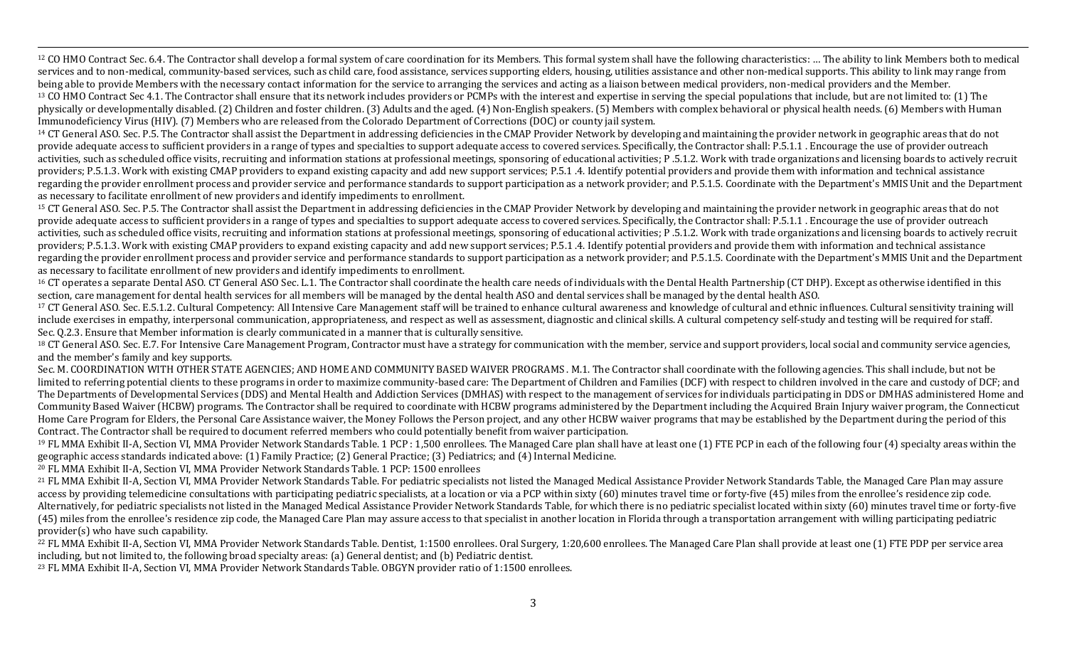[12] CO HMO Contract Sec. 6.4. The Contractor shall develop a formal system of care coordination for its Members. This formal system shall have the following characteristics: … The ability to link Members both to medical services and to non-medical, community-based services, such as child care, food assistance, services supporting elders, housing, utilities assistance and other non-medical supports. This ability to link may range from being able to provide Members with the necessary contact information for the service to arranging the services and acting as a liaison between medical providers, non-medical providers and the Member.

[13] CO HMO Contract Sec 4.1. The Contractor shall ensure that its network includes providers or PCMPs with the interest and expertise in serving the special populations that include, but are not limited to: (1) The physically or developmentally disabled. (2) Children and foster children. (3) Adults and the aged. (4) Non-English speakers. (5) Members with complex behavioral or physical health needs. (6) Members with Human Immunodeficiency Virus (HIV). (7) Members who are released from the Colorado Department of Corrections (DOC) or county jail system.

[14] CT General ASO. Sec. P.5. The Contractor shall assist the Department in addressing deficiencies in the CMAP Provider Network by developing and maintaining the provider network in geographic areas that do not provide adequate access to sufficient providers in a range of types and specialties to support adequate access to covered services. Specifically, the Contractor shall: P.5.1.1 . Encourage the use of provider outreach activities, such as scheduled office visits, recruiting and information stations at professional meetings, sponsoring of educational activities; P .5.1.2. Work with trade organizations and licensing boards to actively recruit providers; P.5.1.3. Work with existing CMAP providers to expand existing capacity and add new support services; P.5.1 .4. Identify potential providers and provide them with information and technical assistance regarding the provider enrollment process and provider service and performance standards to support participation as a network provider; and P.5.1.5. Coordinate with the Department's MMIS Unit and the Department as necessary to facilitate enrollment of new providers and identify impediments to enrollment.

[15] CT General ASO. Sec. P.5. The Contractor shall assist the Department in addressing deficiencies in the CMAP Provider Network by developing and maintaining the provider network in geographic areas that do not provide adequate access to sufficient providers in a range of types and specialties to support adequate access to covered services. Specifically, the Contractor shall: P.5.1.1 . Encourage the use of provider outreach activities, such as scheduled office visits, recruiting and information stations at professional meetings, sponsoring of educational activities; P .5.1.2. Work with trade organizations and licensing boards to actively recruit providers; P.5.1.3. Work with existing CMAP providers to expand existing capacity and add new support services; P.5.1 .4. Identify potential providers and provide them with information and technical assistance regarding the provider enrollment process and provider service and performance standards to support participation as a network provider; and P.5.1.5. Coordinate with the Department's MMIS Unit and the Department as necessary to facilitate enrollment of new providers and identify impediments to enrollment.

[16] CT operates a separate Dental ASO. CT General ASO Sec. L.1. The Contractor shall coordinate the health care needs of individuals with the Dental Health Partnership (CT DHP). Except as otherwise identified in this section, care management for dental health services for all members will be managed by the dental health ASO and dental services shall be managed by the dental health ASO.

[17] CT General ASO. Sec. E.5.1.2. Cultural Competency: All Intensive Care Management staff will be trained to enhance cultural awareness and knowledge of cultural and ethnic influences. Cultural sensitivity training will include exercises in empathy, interpersonal communication, appropriateness, and respect as well as assessment, diagnostic and clinical skills. A cultural competency self-study and testing will be required for staff. Sec. Q.2.3. Ensure that Member information is clearly communicated in a manner that is culturally sensitive.

[18] CT General ASO. Sec. E.7. For Intensive Care Management Program, Contractor must have a strategy for communication with the member, service and support providers, local social and community service agencies, and the member's family and key supports.

Sec. M. COORDINATION WITH OTHER STATE AGENCIES; AND HOME AND COMMUNITY BASED WAIVER PROGRAMS . M.1. The Contractor shall coordinate with the following agencies. This shall include, but not be limited to referring potential clients to these programs in order to maximize community-based care: The Department of Children and Families (DCF) with respect to children involved in the care and custody of DCF; and The Departments of Developmental Services (DDS) and Mental Health and Addiction Services (DMHAS) with respect to the management of services for individuals participating in DDS or DMHAS administered Home and Community Based Waiver (HCBW) programs. The Contractor shall be required to coordinate with HCBW programs administered by the Department including the Acquired Brain Injury waiver program, the Connecticut Home Care Program for Elders, the Personal Care Assistance waiver, the Money Follows the Person project, and any other HCBW waiver programs that may be established by the Department during the period of this Contract. The Contractor shall be required to document referred members who could potentially benefit from waiver participation.

[19] FL MMA Exhibit II-A, Section VI, MMA Provider Network Standards Table. 1 PCP : 1,500 enrollees. The Managed Care plan shall have at least one (1) FTE PCP in each of the following four (4) specialty areas within the geographic access standards indicated above: (1) Family Practice; (2) General Practice; (3) Pediatrics; and (4) Internal Medicine.

[20] FL MMA Exhibit II-A, Section VI, MMA Provider Network Standards Table. 1 PCP: 1500 enrollees

[21] FL MMA Exhibit II-A, Section VI, MMA Provider Network Standards Table. For pediatric specialists not listed the Managed Medical Assistance Provider Network Standards Table, the Managed Care Plan may assure access by providing telemedicine consultations with participating pediatric specialists, at a location or via a PCP within sixty (60) minutes travel time or forty-five (45) miles from the enrollee's residence zip code. Alternatively, for pediatric specialists not listed in the Managed Medical Assistance Provider Network Standards Table, for which there is no pediatric specialist located within sixty (60) minutes travel time or forty-five (45) miles from the enrollee's residence zip code, the Managed Care Plan may assure access to that specialist in another location in Florida through a transportation arrangement with willing participating pediatric provider(s) who have such capability.

[22] FL MMA Exhibit II-A, Section VI, MMA Provider Network Standards Table. Dentist, 1:1500 enrollees. Oral Surgery, 1:20,600 enrollees. The Managed Care Plan shall provide at least one (1) FTE PDP per service area including, but not limited to, the following broad specialty areas: (a) General dentist; and (b) Pediatric dentist.

[23] FL MMA Exhibit II-A, Section VI, MMA Provider Network Standards Table. OBGYN provider ratio of 1:1500 enrollees.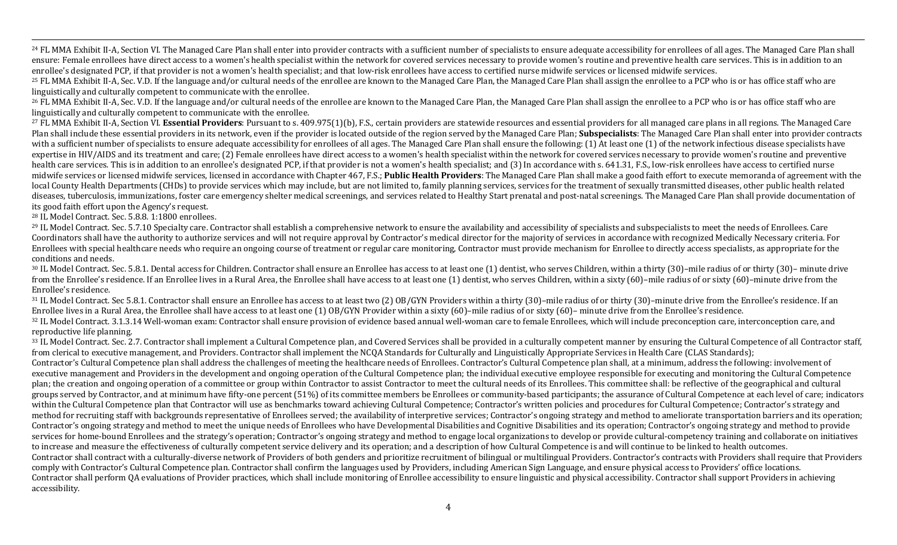[24] FL MMA Exhibit II-A, Section VI. The Managed Care Plan shall enter into provider contracts with a sufficient number of specialists to ensure adequate accessibility for enrollees of all ages. The Managed Care Plan shall ensure: Female enrollees have direct access to a women's health specialist within the network for covered services necessary to provide women's routine and preventive health care services. This is in addition to an enrollee's designated PCP, if that provider is not a women's health specialist; and that low-risk enrollees have access to certified nurse midwife services or licensed midwife services.

[25] FL MMA Exhibit II-A, Sec. V.D. If the language and/or cultural needs of the enrollee are known to the Managed Care Plan, the Managed Care Plan shall assign the enrollee to a PCP who is or has office staff who are linguistically and culturally competent to communicate with the enrollee.

[26] FL MMA Exhibit II-A, Sec. V.D. If the language and/or cultural needs of the enrollee are known to the Managed Care Plan, the Managed Care Plan shall assign the enrollee to a PCP who is or has office staff who are linguistically and culturally competent to communicate with the enrollee.

[27] FL MMA Exhibit II-A, Section VI. **Essential Providers**: Pursuant to s. 409.975(1)(b), F.S., certain providers are statewide resources and essential providers for all managed care plans in all regions. The Managed Care Plan shall include these essential providers in its network, even if the provider is located outside of the region served by the Managed Care Plan; **Subspecialists**: The Managed Care Plan shall enter into provider contracts with a sufficient number of specialists to ensure adequate accessibility for enrollees of all ages. The Managed Care Plan shall ensure the following: (1) At least one (1) of the network infectious disease specialists have expertise in HIV/AIDS and its treatment and care; (2) Female enrollees have direct access to a women's health specialist within the network for covered services necessary to provide women's routine and preventive health care services. This is in addition to an enrollee's designated PCP, if that provider is not a women's health specialist; and (3) In accordance with s. 641.31, F.S., low-risk enrollees have access to certified nurse midwife services or licensed midwife services, licensed in accordance with Chapter 467, F.S.; **Public Health Providers**: The Managed Care Plan shall make a good faith effort to execute memoranda of agreement with the local County Health Departments (CHDs) to provide services which may include, but are not limited to, family planning services, services for the treatment of sexually transmitted diseases, other public health related diseases, tuberculosis, immunizations, foster care emergency shelter medical screenings, and services related to Healthy Start prenatal and post-natal screenings. The Managed Care Plan shall provide documentation of its good faith effort upon the Agency's request.

[28] IL Model Contract. Sec. 5.8.8. 1:1800 enrollees.

[29] IL Model Contract. Sec. 5.7.10 Specialty care. Contractor shall establish a comprehensive network to ensure the availability and accessibility of specialists and subspecialists to meet the needs of Enrollees. Care Coordinators shall have the authority to authorize services and will not require approval by Contractor's medical director for the majority of services in accordance with recognized Medically Necessary criteria. For Enrollees with special healthcare needs who require an ongoing course of treatment or regular care monitoring, Contractor must provide mechanism for Enrollee to directly access specialists, as appropriate for the conditions and needs.

[30] IL Model Contract. Sec. 5.8.1. Dental access for Children. Contractor shall ensure an Enrollee has access to at least one (1) dentist, who serves Children, within a thirty (30)–mile radius of or thirty (30)– minute drive from the Enrollee's residence. If an Enrollee lives in a Rural Area, the Enrollee shall have access to at least one (1) dentist, who serves Children, within a sixty (60)–mile radius of or sixty (60)–minute drive from the Enrollee's residence.

[31] IL Model Contract. Sec 5.8.1. Contractor shall ensure an Enrollee has access to at least two (2) OB/GYN Providers within a thirty (30)–mile radius of or thirty (30)–minute drive from the Enrollee's residence. If an Enrollee lives in a Rural Area, the Enrollee shall have access to at least one (1) OB/GYN Provider within a sixty (60)–mile radius of or sixty (60)– minute drive from the Enrollee's residence.

[32] IL Model Contract. 3.1.3.14 Well-woman exam: Contractor shall ensure provision of evidence based annual well-woman care to female Enrollees, which will include preconception care, interconception care, and reproductive life planning.

[33] IL Model Contract. Sec. 2.7. Contractor shall implement a Cultural Competence plan, and Covered Services shall be provided in a culturally competent manner by ensuring the Cultural Competence of all Contractor staff, from clerical to executive management, and Providers. Contractor shall implement the NCQA Standards for Culturally and Linguistically Appropriate Services in Health Care (CLAS Standards);
Contractor's Cultural Competence plan shall address the challenges of meeting the healthcare needs of Enrollees. Contractor's Cultural Competence plan shall, at a minimum, address the following: involvement of executive management and Providers in the development and ongoing operation of the Cultural Competence plan; the individual executive employee responsible for executing and monitoring the Cultural Competence plan; the creation and ongoing operation of a committee or group within Contractor to assist Contractor to meet the cultural needs of its Enrollees. This committee shall: be reflective of the geographical and cultural groups served by Contractor, and at minimum have fifty-one percent (51%) of its committee members be Enrollees or community-based participants; the assurance of Cultural Competence at each level of care; indicators within the Cultural Competence plan that Contractor will use as benchmarks toward achieving Cultural Competence; Contractor's written policies and procedures for Cultural Competence; Contractor's strategy and method for recruiting staff with backgrounds representative of Enrollees served; the availability of interpretive services; Contractor's ongoing strategy and method to ameliorate transportation barriers and its operation; Contractor's ongoing strategy and method to meet the unique needs of Enrollees who have Developmental Disabilities and Cognitive Disabilities and its operation; Contractor's ongoing strategy and method to provide services for home-bound Enrollees and the strategy's operation; Contractor's ongoing strategy and method to engage local organizations to develop or provide cultural-competency training and collaborate on initiatives to increase and measure the effectiveness of culturally competent service delivery and its operation; and a description of how Cultural Competence is and will continue to be linked to health outcomes.
Contractor shall contract with a culturally-diverse network of Providers of both genders and prioritize recruitment of bilingual or multilingual Providers. Contractor's contracts with Providers shall require that Providers comply with Contractor's Cultural Competence plan. Contractor shall confirm the languages used by Providers, including American Sign Language, and ensure physical access to Providers' office locations.
Contractor shall perform QA evaluations of Provider practices, which shall include monitoring of Enrollee accessibility to ensure linguistic and physical accessibility. Contractor shall support Providers in achieving accessibility.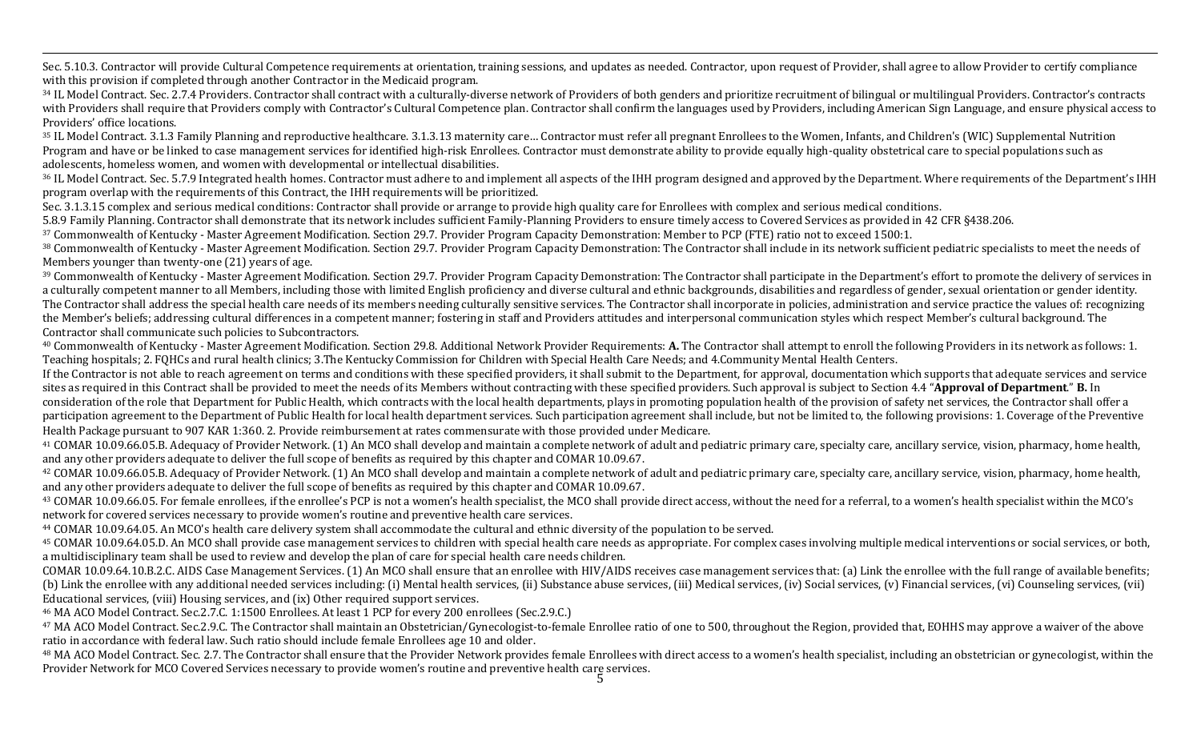Sec. 5.10.3. Contractor will provide Cultural Competence requirements at orientation, training sessions, and updates as needed. Contractor, upon request of Provider, shall agree to allow Provider to certify compliance with this provision if completed through another Contractor in the Medicaid program.

[34] IL Model Contract. Sec. 2.7.4 Providers. Contractor shall contract with a culturally-diverse network of Providers of both genders and prioritize recruitment of bilingual or multilingual Providers. Contractor's contracts with Providers shall require that Providers comply with Contractor's Cultural Competence plan. Contractor shall confirm the languages used by Providers, including American Sign Language, and ensure physical access to Providers' office locations.

[35] IL Model Contract. 3.1.3 Family Planning and reproductive healthcare. 3.1.3.13 maternity care… Contractor must refer all pregnant Enrollees to the Women, Infants, and Children's (WIC) Supplemental Nutrition Program and have or be linked to case management services for identified high-risk Enrollees. Contractor must demonstrate ability to provide equally high-quality obstetrical care to special populations such as adolescents, homeless women, and women with developmental or intellectual disabilities.

[36] IL Model Contract. Sec. 5.7.9 Integrated health homes. Contractor must adhere to and implement all aspects of the IHH program designed and approved by the Department. Where requirements of the Department's IHH program overlap with the requirements of this Contract, the IHH requirements will be prioritized.

Sec. 3.1.3.15 complex and serious medical conditions: Contractor shall provide or arrange to provide high quality care for Enrollees with complex and serious medical conditions.

5.8.9 Family Planning. Contractor shall demonstrate that its network includes sufficient Family-Planning Providers to ensure timely access to Covered Services as provided in 42 CFR §438.206.

[37] Commonwealth of Kentucky - Master Agreement Modification. Section 29.7. Provider Program Capacity Demonstration: Member to PCP (FTE) ratio not to exceed 1500:1.

[38] Commonwealth of Kentucky - Master Agreement Modification. Section 29.7. Provider Program Capacity Demonstration: The Contractor shall include in its network sufficient pediatric specialists to meet the needs of Members younger than twenty-one (21) years of age.

[39] Commonwealth of Kentucky - Master Agreement Modification. Section 29.7. Provider Program Capacity Demonstration: The Contractor shall participate in the Department's effort to promote the delivery of services in a culturally competent manner to all Members, including those with limited English proficiency and diverse cultural and ethnic backgrounds, disabilities and regardless of gender, sexual orientation or gender identity. The Contractor shall address the special health care needs of its members needing culturally sensitive services. The Contractor shall incorporate in policies, administration and service practice the values of: recognizing the Member's beliefs; addressing cultural differences in a competent manner; fostering in staff and Providers attitudes and interpersonal communication styles which respect Member's cultural background. The Contractor shall communicate such policies to Subcontractors.

[40] Commonwealth of Kentucky - Master Agreement Modification. Section 29.8. Additional Network Provider Requirements: **A.** The Contractor shall attempt to enroll the following Providers in its network as follows: 1. Teaching hospitals; 2. FQHCs and rural health clinics; 3.The Kentucky Commission for Children with Special Health Care Needs; and 4.Community Mental Health Centers.

If the Contractor is not able to reach agreement on terms and conditions with these specified providers, it shall submit to the Department, for approval, documentation which supports that adequate services and service sites as required in this Contract shall be provided to meet the needs of its Members without contracting with these specified providers. Such approval is subject to Section 4.4 "**Approval of Department**." **B.** In consideration of the role that Department for Public Health, which contracts with the local health departments, plays in promoting population health of the provision of safety net services, the Contractor shall offer a participation agreement to the Department of Public Health for local health department services. Such participation agreement shall include, but not be limited to, the following provisions: 1. Coverage of the Preventive Health Package pursuant to 907 KAR 1:360. 2. Provide reimbursement at rates commensurate with those provided under Medicare.

[41] COMAR 10.09.66.05.B. Adequacy of Provider Network. (1) An MCO shall develop and maintain a complete network of adult and pediatric primary care, specialty care, ancillary service, vision, pharmacy, home health, and any other providers adequate to deliver the full scope of benefits as required by this chapter and COMAR 10.09.67.

[42] COMAR 10.09.66.05.B. Adequacy of Provider Network. (1) An MCO shall develop and maintain a complete network of adult and pediatric primary care, specialty care, ancillary service, vision, pharmacy, home health, and any other providers adequate to deliver the full scope of benefits as required by this chapter and COMAR 10.09.67.

[43] COMAR 10.09.66.05. For female enrollees, if the enrollee's PCP is not a women's health specialist, the MCO shall provide direct access, without the need for a referral, to a women's health specialist within the MCO's network for covered services necessary to provide women's routine and preventive health care services.

[44] COMAR 10.09.64.05. An MCO's health care delivery system shall accommodate the cultural and ethnic diversity of the population to be served.

[45] COMAR 10.09.64.05.D. An MCO shall provide case management services to children with special health care needs as appropriate. For complex cases involving multiple medical interventions or social services, or both, a multidisciplinary team shall be used to review and develop the plan of care for special health care needs children.

COMAR 10.09.64.10.B.2.C. AIDS Case Management Services. (1) An MCO shall ensure that an enrollee with HIV/AIDS receives case management services that: (a) Link the enrollee with the full range of available benefits; (b) Link the enrollee with any additional needed services including: (i) Mental health services, (ii) Substance abuse services, (iii) Medical services, (iv) Social services, (v) Financial services, (vi) Counseling services, (vii) Educational services, (viii) Housing services, and (ix) Other required support services.

[46] MA ACO Model Contract. Sec.2.7.C. 1:1500 Enrollees. At least 1 PCP for every 200 enrollees (Sec.2.9.C.)

[47] MA ACO Model Contract. Sec.2.9.C. The Contractor shall maintain an Obstetrician/Gynecologist-to-female Enrollee ratio of one to 500, throughout the Region, provided that, EOHHS may approve a waiver of the above ratio in accordance with federal law. Such ratio should include female Enrollees age 10 and older.

[48] MA ACO Model Contract. Sec. 2.7. The Contractor shall ensure that the Provider Network provides female Enrollees with direct access to a women's health specialist, including an obstetrician or gynecologist, within the Provider Network for MCO Covered Services necessary to provide women's routine and preventive health care services.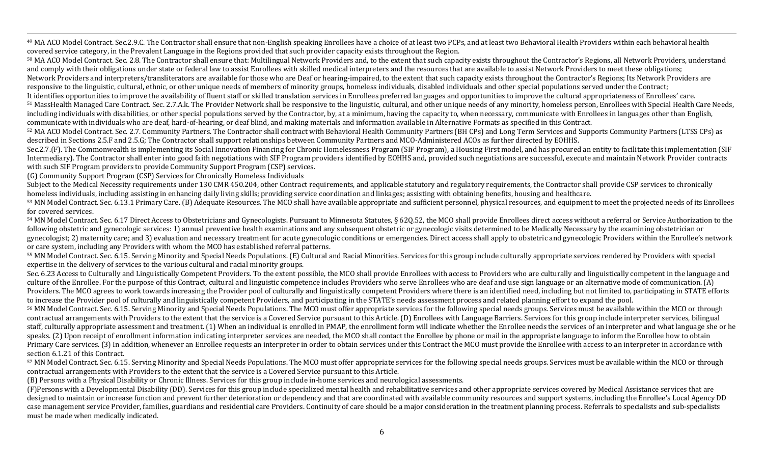[49] MA ACO Model Contract. Sec.2.9.C. The Contractor shall ensure that non-English speaking Enrollees have a choice of at least two PCPs, and at least two Behavioral Health Providers within each behavioral health covered service category, in the Prevalent Language in the Regions provided that such provider capacity exists throughout the Region.

[50] MA ACO Model Contract. Sec. 2.8. The Contractor shall ensure that: Multilingual Network Providers and, to the extent that such capacity exists throughout the Contractor's Regions, all Network Providers, understand and comply with their obligations under state or federal law to assist Enrollees with skilled medical interpreters and the resources that are available to assist Network Providers to meet these obligations; Network Providers and interpreters/transliterators are available for those who are Deaf or hearing-impaired, to the extent that such capacity exists throughout the Contractor's Regions; Its Network Providers are responsive to the linguistic, cultural, ethnic, or other unique needs of members of minority groups, homeless individuals, disabled individuals and other special populations served under the Contract; It identifies opportunities to improve the availability of fluent staff or skilled translation services in Enrollees preferred languages and opportunities to improve the cultural appropriateness of Enrollees' care.

[51] MassHealth Managed Care Contract. Sec. 2.7.A.k. The Provider Network shall be responsive to the linguistic, cultural, and other unique needs of any minority, homeless person, Enrollees with Special Health Care Needs, including individuals with disabilities, or other special populations served by the Contractor, by, at a minimum, having the capacity to, when necessary, communicate with Enrollees in languages other than English, communicate with individuals who are deaf, hard-of-hearing, or deaf blind, and making materials and information available in Alternative Formats as specified in this Contract.

[52] MA ACO Model Contract. Sec. 2.7. Community Partners. The Contractor shall contract with Behavioral Health Community Partners (BH CPs) and Long Term Services and Supports Community Partners (LTSS CPs) as described in Sections 2.5.F and 2.5.G; The Contractor shall support relationships between Community Partners and MCO-Administered ACOs as further directed by EOHHS.

Sec.2.7.(F). The Commonwealth is implementing its Social Innovation Financing for Chronic Homelessness Program (SIF Program), a Housing First model, and has procured an entity to facilitate this implementation (SIF Intermediary). The Contractor shall enter into good faith negotiations with SIF Program providers identified by EOHHS and, provided such negotiations are successful, execute and maintain Network Provider contracts with such SIF Program providers to provide Community Support Program (CSP) services.

(G) Community Support Program (CSP) Services for Chronically Homeless Individuals

Subject to the Medical Necessity requirements under 130 CMR 450.204, other Contract requirements, and applicable statutory and regulatory requirements, the Contractor shall provide CSP services to chronically homeless individuals, including assisting in enhancing daily living skills; providing service coordination and linkages; assisting with obtaining benefits, housing and healthcare.

[53] MN Model Contract. Sec. 6.13.1 Primary Care. (B) Adequate Resources. The MCO shall have available appropriate and sufficient personnel, physical resources, and equipment to meet the projected needs of its Enrollees for covered services.

[54] MN Model Contract. Sec. 6.17 Direct Access to Obstetricians and Gynecologists. Pursuant to Minnesota Statutes, § 62Q.52, the MCO shall provide Enrollees direct access without a referral or Service Authorization to the following obstetric and gynecologic services: 1) annual preventive health examinations and any subsequent obstetric or gynecologic visits determined to be Medically Necessary by the examining obstetrician or gynecologist; 2) maternity care; and 3) evaluation and necessary treatment for acute gynecologic conditions or emergencies. Direct access shall apply to obstetric and gynecologic Providers within the Enrollee's network or care system, including any Providers with whom the MCO has established referral patterns.

[55] MN Model Contract. Sec. 6.15. Serving Minority and Special Needs Populations. (E) Cultural and Racial Minorities. Services for this group include culturally appropriate services rendered by Providers with special expertise in the delivery of services to the various cultural and racial minority groups.

Sec. 6.23 Access to Culturally and Linguistically Competent Providers. To the extent possible, the MCO shall provide Enrollees with access to Providers who are culturally and linguistically competent in the language and culture of the Enrollee. For the purpose of this Contract, cultural and linguistic competence includes Providers who serve Enrollees who are deaf and use sign language or an alternative mode of communication. (A) Providers. The MCO agrees to work towards increasing the Provider pool of culturally and linguistically competent Providers where there is an identified need, including but not limited to, participating in STATE efforts to increase the Provider pool of culturally and linguistically competent Providers, and participating in the STATE's needs assessment process and related planning effort to expand the pool.

[56] MN Model Contract. Sec. 6.15. Serving Minority and Special Needs Populations. The MCO must offer appropriate services for the following special needs groups. Services must be available within the MCO or through contractual arrangements with Providers to the extent that the service is a Covered Service pursuant to this Article. (D) Enrollees with Language Barriers. Services for this group include interpreter services, bilingual staff, culturally appropriate assessment and treatment. (1) When an individual is enrolled in PMAP, the enrollment form will indicate whether the Enrollee needs the services of an interpreter and what language she or he speaks. (2) Upon receipt of enrollment information indicating interpreter services are needed, the MCO shall contact the Enrollee by phone or mail in the appropriate language to inform the Enrollee how to obtain Primary Care services. (3) In addition, whenever an Enrollee requests an interpreter in order to obtain services under this Contract the MCO must provide the Enrollee with access to an interpreter in accordance with section 6.1.21 of this Contract.

[57] MN Model Contract. Sec. 6.15. Serving Minority and Special Needs Populations. The MCO must offer appropriate services for the following special needs groups. Services must be available within the MCO or through contractual arrangements with Providers to the extent that the service is a Covered Service pursuant to this Article.

(B) Persons with a Physical Disability or Chronic Illness. Services for this group include in-home services and neurological assessments.

(F)Persons with a Developmental Disability (DD). Services for this group include specialized mental health and rehabilitative services and other appropriate services covered by Medical Assistance services that are designed to maintain or increase function and prevent further deterioration or dependency and that are coordinated with available community resources and support systems, including the Enrollee's Local Agency DD case management service Provider, families, guardians and residential care Providers. Continuity of care should be a major consideration in the treatment planning process. Referrals to specialists and sub-specialists must be made when medically indicated.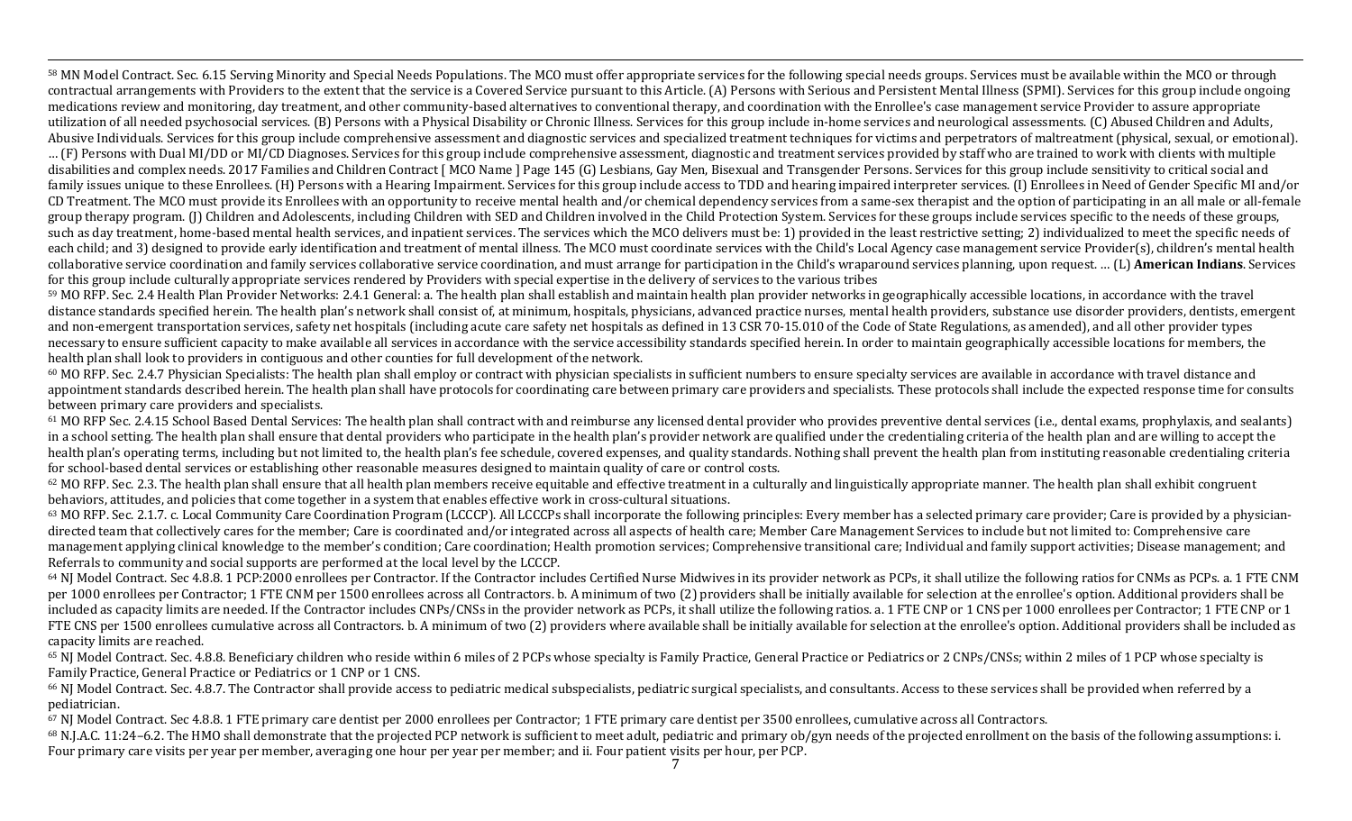[58] MN Model Contract. Sec. 6.15 Serving Minority and Special Needs Populations. The MCO must offer appropriate services for the following special needs groups. Services must be available within the MCO or through contractual arrangements with Providers to the extent that the service is a Covered Service pursuant to this Article. (A) Persons with Serious and Persistent Mental Illness (SPMI). Services for this group include ongoing medications review and monitoring, day treatment, and other community-based alternatives to conventional therapy, and coordination with the Enrollee's case management service Provider to assure appropriate utilization of all needed psychosocial services. (B) Persons with a Physical Disability or Chronic Illness. Services for this group include in-home services and neurological assessments. (C) Abused Children and Adults, Abusive Individuals. Services for this group include comprehensive assessment and diagnostic services and specialized treatment techniques for victims and perpetrators of maltreatment (physical, sexual, or emotional). … (F) Persons with Dual MI/DD or MI/CD Diagnoses. Services for this group include comprehensive assessment, diagnostic and treatment services provided by staff who are trained to work with clients with multiple disabilities and complex needs. 2017 Families and Children Contract [ MCO Name ] Page 145 (G) Lesbians, Gay Men, Bisexual and Transgender Persons. Services for this group include sensitivity to critical social and family issues unique to these Enrollees. (H) Persons with a Hearing Impairment. Services for this group include access to TDD and hearing impaired interpreter services. (I) Enrollees in Need of Gender Specific MI and/or CD Treatment. The MCO must provide its Enrollees with an opportunity to receive mental health and/or chemical dependency services from a same-sex therapist and the option of participating in an all male or all-female group therapy program. (J) Children and Adolescents, including Children with SED and Children involved in the Child Protection System. Services for these groups include services specific to the needs of these groups, such as day treatment, home-based mental health services, and inpatient services. The services which the MCO delivers must be: 1) provided in the least restrictive setting; 2) individualized to meet the specific needs of each child; and 3) designed to provide early identification and treatment of mental illness. The MCO must coordinate services with the Child's Local Agency case management service Provider(s), children's mental health collaborative service coordination and family services collaborative service coordination, and must arrange for participation in the Child's wraparound services planning, upon request. … (L) **American Indians**. Services for this group include culturally appropriate services rendered by Providers with special expertise in the delivery of services to the various tribes

[59] MO RFP. Sec. 2.4 Health Plan Provider Networks: 2.4.1 General: a. The health plan shall establish and maintain health plan provider networks in geographically accessible locations, in accordance with the travel distance standards specified herein. The health plan's network shall consist of, at minimum, hospitals, physicians, advanced practice nurses, mental health providers, substance use disorder providers, dentists, emergent and non-emergent transportation services, safety net hospitals (including acute care safety net hospitals as defined in 13 CSR 70-15.010 of the Code of State Regulations, as amended), and all other provider types necessary to ensure sufficient capacity to make available all services in accordance with the service accessibility standards specified herein. In order to maintain geographically accessible locations for members, the health plan shall look to providers in contiguous and other counties for full development of the network.

[60] MO RFP. Sec. 2.4.7 Physician Specialists: The health plan shall employ or contract with physician specialists in sufficient numbers to ensure specialty services are available in accordance with travel distance and appointment standards described herein. The health plan shall have protocols for coordinating care between primary care providers and specialists. These protocols shall include the expected response time for consults between primary care providers and specialists.

[61] MO RFP Sec. 2.4.15 School Based Dental Services: The health plan shall contract with and reimburse any licensed dental provider who provides preventive dental services (i.e., dental exams, prophylaxis, and sealants) in a school setting. The health plan shall ensure that dental providers who participate in the health plan's provider network are qualified under the credentialing criteria of the health plan and are willing to accept the health plan's operating terms, including but not limited to, the health plan's fee schedule, covered expenses, and quality standards. Nothing shall prevent the health plan from instituting reasonable credentialing criteria for school-based dental services or establishing other reasonable measures designed to maintain quality of care or control costs.

[62] MO RFP. Sec. 2.3. The health plan shall ensure that all health plan members receive equitable and effective treatment in a culturally and linguistically appropriate manner. The health plan shall exhibit congruent behaviors, attitudes, and policies that come together in a system that enables effective work in cross-cultural situations.

[63] MO RFP. Sec. 2.1.7. c. Local Community Care Coordination Program (LCCCP). All LCCCPs shall incorporate the following principles: Every member has a selected primary care provider; Care is provided by a physician-directed team that collectively cares for the member; Care is coordinated and/or integrated across all aspects of health care; Member Care Management Services to include but not limited to: Comprehensive care management applying clinical knowledge to the member's condition; Care coordination; Health promotion services; Comprehensive transitional care; Individual and family support activities; Disease management; and Referrals to community and social supports are performed at the local level by the LCCCP.

[64] NJ Model Contract. Sec 4.8.8. 1 PCP:2000 enrollees per Contractor. If the Contractor includes Certified Nurse Midwives in its provider network as PCPs, it shall utilize the following ratios for CNMs as PCPs. a. 1 FTE CNM per 1000 enrollees per Contractor; 1 FTE CNM per 1500 enrollees across all Contractors. b. A minimum of two (2) providers shall be initially available for selection at the enrollee's option. Additional providers shall be included as capacity limits are needed. If the Contractor includes CNPs/CNSs in the provider network as PCPs, it shall utilize the following ratios. a. 1 FTE CNP or 1 CNS per 1000 enrollees per Contractor; 1 FTE CNP or 1 FTE CNS per 1500 enrollees cumulative across all Contractors. b. A minimum of two (2) providers where available shall be initially available for selection at the enrollee's option. Additional providers shall be included as capacity limits are reached.

[65] NJ Model Contract. Sec. 4.8.8. Beneficiary children who reside within 6 miles of 2 PCPs whose specialty is Family Practice, General Practice or Pediatrics or 2 CNPs/CNSs; within 2 miles of 1 PCP whose specialty is Family Practice, General Practice or Pediatrics or 1 CNP or 1 CNS.

[66] NJ Model Contract. Sec. 4.8.7. The Contractor shall provide access to pediatric medical subspecialists, pediatric surgical specialists, and consultants. Access to these services shall be provided when referred by a pediatrician.

[67] NJ Model Contract. Sec 4.8.8. 1 FTE primary care dentist per 2000 enrollees per Contractor; 1 FTE primary care dentist per 3500 enrollees, cumulative across all Contractors.

[68] N.J.A.C. 11:24–6.2. The HMO shall demonstrate that the projected PCP network is sufficient to meet adult, pediatric and primary ob/gyn needs of the projected enrollment on the basis of the following assumptions: i. Four primary care visits per year per member, averaging one hour per year per member; and ii. Four patient visits per hour, per PCP.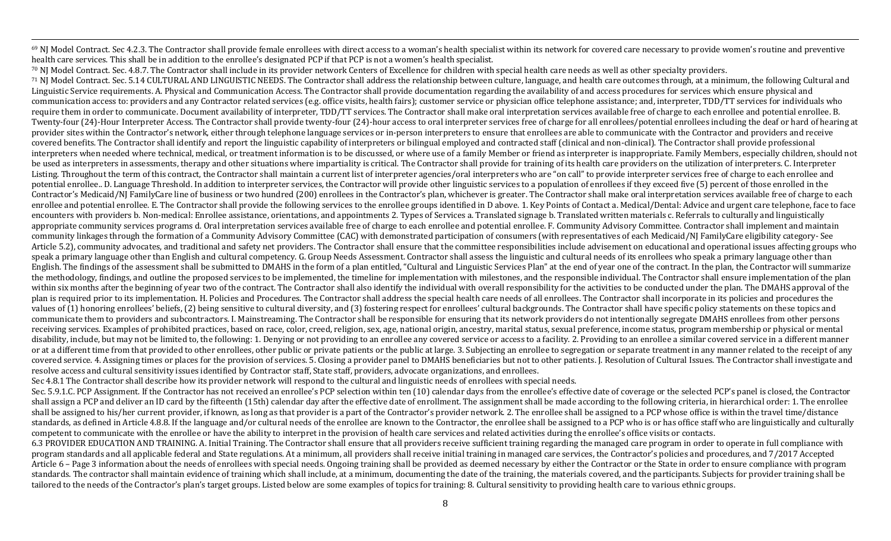[69] NJ Model Contract. Sec 4.2.3. The Contractor shall provide female enrollees with direct access to a woman's health specialist within its network for covered care necessary to provide women's routine and preventive health care services. This shall be in addition to the enrollee's designated PCP if that PCP is not a women's health specialist.

[70] NJ Model Contract. Sec. 4.8.7. The Contractor shall include in its provider network Centers of Excellence for children with special health care needs as well as other specialty providers.

[71] NJ Model Contract. Sec. 5.14 CULTURAL AND LINGUISTIC NEEDS. The Contractor shall address the relationship between culture, language, and health care outcomes through, at a minimum, the following Cultural and Linguistic Service requirements. A. Physical and Communication Access. The Contractor shall provide documentation regarding the availability of and access procedures for services which ensure physical and communication access to: providers and any Contractor related services (e.g. office visits, health fairs); customer service or physician office telephone assistance; and, interpreter, TDD/TT services for individuals who require them in order to communicate. Document availability of interpreter, TDD/TT services. The Contractor shall make oral interpretation services available free of charge to each enrollee and potential enrollee. B. Twenty-four (24)-Hour Interpreter Access. The Contractor shall provide twenty-four (24)-hour access to oral interpreter services free of charge for all enrollees/potential enrollees including the deaf or hard of hearing at provider sites within the Contractor's network, either through telephone language services or in-person interpreters to ensure that enrollees are able to communicate with the Contractor and providers and receive covered benefits. The Contractor shall identify and report the linguistic capability of interpreters or bilingual employed and contracted staff (clinical and non-clinical). The Contractor shall provide professional interpreters when needed where technical, medical, or treatment information is to be discussed, or where use of a family Member or friend as interpreter is inappropriate. Family Members, especially children, should not be used as interpreters in assessments, therapy and other situations where impartiality is critical. The Contractor shall provide for training of its health care providers on the utilization of interpreters. C. Interpreter Listing. Throughout the term of this contract, the Contractor shall maintain a current list of interpreter agencies/oral interpreters who are "on call" to provide interpreter services free of charge to each enrollee and potential enrollee.. D. Language Threshold. In addition to interpreter services, the Contractor will provide other linguistic services to a population of enrollees if they exceed five (5) percent of those enrolled in the Contractor's Medicaid/NJ FamilyCare line of business or two hundred (200) enrollees in the Contractor's plan, whichever is greater. The Contractor shall make oral interpretation services available free of charge to each enrollee and potential enrollee. E. The Contractor shall provide the following services to the enrollee groups identified in D above. 1. Key Points of Contact a. Medical/Dental: Advice and urgent care telephone, face to face encounters with providers b. Non-medical: Enrollee assistance, orientations, and appointments 2. Types of Services a. Translated signage b. Translated written materials c. Referrals to culturally and linguistically appropriate community services programs d. Oral interpretation services available free of charge to each enrollee and potential enrollee. F. Community Advisory Committee. Contractor shall implement and maintain community linkages through the formation of a Community Advisory Committee (CAC) with demonstrated participation of consumers (with representatives of each Medicaid/NJ FamilyCare eligibility category- See Article 5.2), community advocates, and traditional and safety net providers. The Contractor shall ensure that the committee responsibilities include advisement on educational and operational issues affecting groups who speak a primary language other than English and cultural competency. G. Group Needs Assessment. Contractor shall assess the linguistic and cultural needs of its enrollees who speak a primary language other than English. The findings of the assessment shall be submitted to DMAHS in the form of a plan entitled, "Cultural and Linguistic Services Plan" at the end of year one of the contract. In the plan, the Contractor will summarize the methodology, findings, and outline the proposed services to be implemented, the timeline for implementation with milestones, and the responsible individual. The Contractor shall ensure implementation of the plan within six months after the beginning of year two of the contract. The Contractor shall also identify the individual with overall responsibility for the activities to be conducted under the plan. The DMAHS approval of the plan is required prior to its implementation. H. Policies and Procedures. The Contractor shall address the special health care needs of all enrollees. The Contractor shall incorporate in its policies and procedures the values of (1) honoring enrollees' beliefs, (2) being sensitive to cultural diversity, and (3) fostering respect for enrollees' cultural backgrounds. The Contractor shall have specific policy statements on these topics and communicate them to providers and subcontractors. I. Mainstreaming. The Contractor shall be responsible for ensuring that its network providers do not intentionally segregate DMAHS enrollees from other persons receiving services. Examples of prohibited practices, based on race, color, creed, religion, sex, age, national origin, ancestry, marital status, sexual preference, income status, program membership or physical or mental disability, include, but may not be limited to, the following: 1. Denying or not providing to an enrollee any covered service or access to a facility. 2. Providing to an enrollee a similar covered service in a different manner or at a different time from that provided to other enrollees, other public or private patients or the public at large. 3. Subjecting an enrollee to segregation or separate treatment in any manner related to the receipt of any covered service. 4. Assigning times or places for the provision of services. 5. Closing a provider panel to DMAHS beneficiaries but not to other patients. J. Resolution of Cultural Issues. The Contractor shall investigate and resolve access and cultural sensitivity issues identified by Contractor staff, State staff, providers, advocate organizations, and enrollees.

Sec 4.8.1 The Contractor shall describe how its provider network will respond to the cultural and linguistic needs of enrollees with special needs.

Sec. 5.9.1.C. PCP Assignment. If the Contractor has not received an enrollee's PCP selection within ten (10) calendar days from the enrollee's effective date of coverage or the selected PCP's panel is closed, the Contractor shall assign a PCP and deliver an ID card by the fifteenth (15th) calendar day after the effective date of enrollment. The assignment shall be made according to the following criteria, in hierarchical order: 1. The enrollee shall be assigned to his/her current provider, if known, as long as that provider is a part of the Contractor's provider network. 2. The enrollee shall be assigned to a PCP whose office is within the travel time/distance standards, as defined in Article 4.8.8. If the language and/or cultural needs of the enrollee are known to the Contractor, the enrollee shall be assigned to a PCP who is or has office staff who are linguistically and culturally competent to communicate with the enrollee or have the ability to interpret in the provision of health care services and related activities during the enrollee's office visits or contacts.

6.3 PROVIDER EDUCATION AND TRAINING. A. Initial Training. The Contractor shall ensure that all providers receive sufficient training regarding the managed care program in order to operate in full compliance with program standards and all applicable federal and State regulations. At a minimum, all providers shall receive initial training in managed care services, the Contractor's policies and procedures, and 7/2017 Accepted Article 6 – Page 3 information about the needs of enrollees with special needs. Ongoing training shall be provided as deemed necessary by either the Contractor or the State in order to ensure compliance with program standards. The contractor shall maintain evidence of training which shall include, at a minimum, documenting the date of the training, the materials covered, and the participants. Subjects for provider training shall be tailored to the needs of the Contractor's plan's target groups. Listed below are some examples of topics for training: 8. Cultural sensitivity to providing health care to various ethnic groups.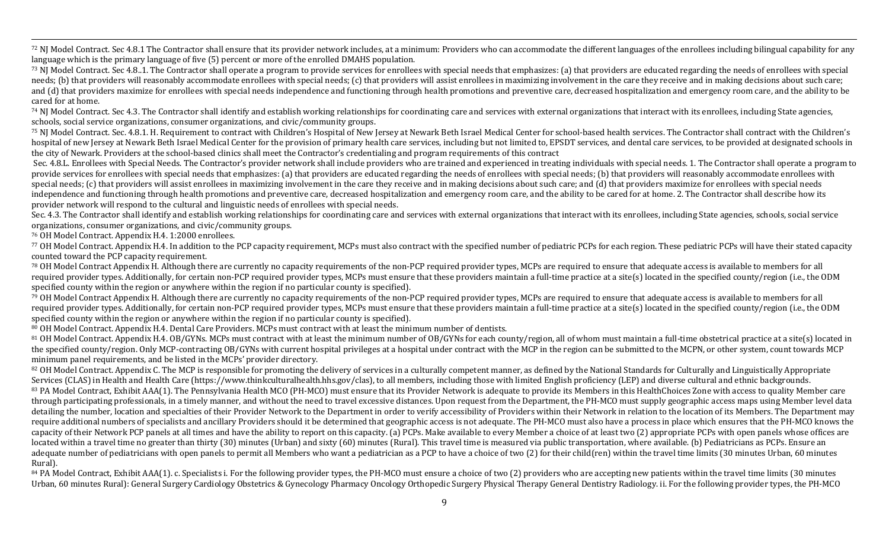[72] NJ Model Contract. Sec 4.8.1 The Contractor shall ensure that its provider network includes, at a minimum: Providers who can accommodate the different languages of the enrollees including bilingual capability for any language which is the primary language of five (5) percent or more of the enrolled DMAHS population.

[73] NJ Model Contract. Sec 4.8..1. The Contractor shall operate a program to provide services for enrollees with special needs that emphasizes: (a) that providers are educated regarding the needs of enrollees with special needs; (b) that providers will reasonably accommodate enrollees with special needs; (c) that providers will assist enrollees in maximizing involvement in the care they receive and in making decisions about such care; and (d) that providers maximize for enrollees with special needs independence and functioning through health promotions and preventive care, decreased hospitalization and emergency room care, and the ability to be cared for at home.

[74] NJ Model Contract. Sec 4.3. The Contractor shall identify and establish working relationships for coordinating care and services with external organizations that interact with its enrollees, including State agencies, schools, social service organizations, consumer organizations, and civic/community groups.

[75] NJ Model Contract. Sec. 4.8.1. H. Requirement to contract with Children's Hospital of New Jersey at Newark Beth Israel Medical Center for school-based health services. The Contractor shall contract with the Children's hospital of new Jersey at Newark Beth Israel Medical Center for the provision of primary health care services, including but not limited to, EPSDT services, and dental care services, to be provided at designated schools in the city of Newark. Providers at the school-based clinics shall meet the Contractor's credentialing and program requirements of this contract

Sec. 4.8.L. Enrollees with Special Needs. The Contractor's provider network shall include providers who are trained and experienced in treating individuals with special needs. 1. The Contractor shall operate a program to provide services for enrollees with special needs that emphasizes: (a) that providers are educated regarding the needs of enrollees with special needs; (b) that providers will reasonably accommodate enrollees with special needs; (c) that providers will assist enrollees in maximizing involvement in the care they receive and in making decisions about such care; and (d) that providers maximize for enrollees with special needs independence and functioning through health promotions and preventive care, decreased hospitalization and emergency room care, and the ability to be cared for at home. 2. The Contractor shall describe how its provider network will respond to the cultural and linguistic needs of enrollees with special needs.

Sec. 4.3. The Contractor shall identify and establish working relationships for coordinating care and services with external organizations that interact with its enrollees, including State agencies, schools, social service organizations, consumer organizations, and civic/community groups.

[76] OH Model Contract. Appendix H.4. 1:2000 enrollees.

[77] OH Model Contract. Appendix H.4. In addition to the PCP capacity requirement, MCPs must also contract with the specified number of pediatric PCPs for each region. These pediatric PCPs will have their stated capacity counted toward the PCP capacity requirement.

[78] OH Model Contract Appendix H. Although there are currently no capacity requirements of the non-PCP required provider types, MCPs are required to ensure that adequate access is available to members for all required provider types. Additionally, for certain non-PCP required provider types, MCPs must ensure that these providers maintain a full-time practice at a site(s) located in the specified county/region (i.e., the ODM specified county within the region or anywhere within the region if no particular county is specified).

[79] OH Model Contract Appendix H. Although there are currently no capacity requirements of the non-PCP required provider types, MCPs are required to ensure that adequate access is available to members for all required provider types. Additionally, for certain non-PCP required provider types, MCPs must ensure that these providers maintain a full-time practice at a site(s) located in the specified county/region (i.e., the ODM specified county within the region or anywhere within the region if no particular county is specified).

[80] OH Model Contract. Appendix H.4. Dental Care Providers. MCPs must contract with at least the minimum number of dentists.

[81] OH Model Contract. Appendix H.4. OB/GYNs. MCPs must contract with at least the minimum number of OB/GYNs for each county/region, all of whom must maintain a full-time obstetrical practice at a site(s) located in the specified county/region. Only MCP-contracting OB/GYNs with current hospital privileges at a hospital under contract with the MCP in the region can be submitted to the MCPN, or other system, count towards MCP minimum panel requirements, and be listed in the MCPs' provider directory.

[82] OH Model Contract. Appendix C. The MCP is responsible for promoting the delivery of services in a culturally competent manner, as defined by the National Standards for Culturally and Linguistically Appropriate Services (CLAS) in Health and Health Care (https://www.thinkculturalhealth.hhs.gov/clas), to all members, including those with limited English proficiency (LEP) and diverse cultural and ethnic backgrounds.

[83] PA Model Contract, Exhibit AAA(1). The Pennsylvania Health MCO (PH-MCO) must ensure that its Provider Network is adequate to provide its Members in this HealthChoices Zone with access to quality Member care through participating professionals, in a timely manner, and without the need to travel excessive distances. Upon request from the Department, the PH-MCO must supply geographic access maps using Member level data detailing the number, location and specialties of their Provider Network to the Department in order to verify accessibility of Providers within their Network in relation to the location of its Members. The Department may require additional numbers of specialists and ancillary Providers should it be determined that geographic access is not adequate. The PH-MCO must also have a process in place which ensures that the PH-MCO knows the capacity of their Network PCP panels at all times and have the ability to report on this capacity. (a) PCPs. Make available to every Member a choice of at least two (2) appropriate PCPs with open panels whose offices are located within a travel time no greater than thirty (30) minutes (Urban) and sixty (60) minutes (Rural). This travel time is measured via public transportation, where available. (b) Pediatricians as PCPs. Ensure an adequate number of pediatricians with open panels to permit all Members who want a pediatrician as a PCP to have a choice of two (2) for their child(ren) within the travel time limits (30 minutes Urban, 60 minutes Rural).

[84] PA Model Contract, Exhibit AAA(1). c. Specialists i. For the following provider types, the PH-MCO must ensure a choice of two (2) providers who are accepting new patients within the travel time limits (30 minutes Urban, 60 minutes Rural): General Surgery Cardiology Obstetrics & Gynecology Pharmacy Oncology Orthopedic Surgery Physical Therapy General Dentistry Radiology. ii. For the following provider types, the PH-MCO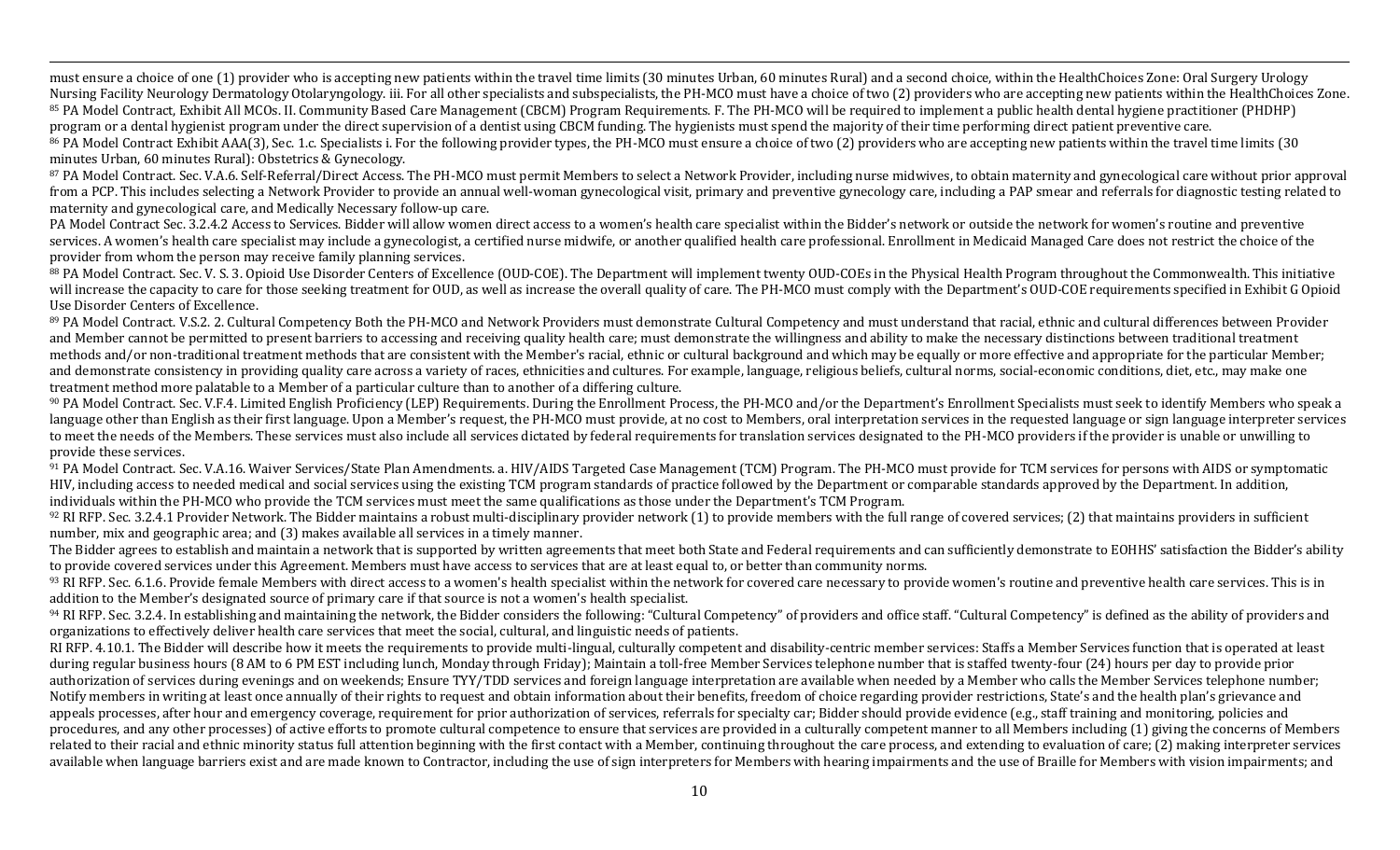must ensure a choice of one (1) provider who is accepting new patients within the travel time limits (30 minutes Urban, 60 minutes Rural) and a second choice, within the HealthChoices Zone: Oral Surgery Urology Nursing Facility Neurology Dermatology Otolaryngology. iii. For all other specialists and subspecialists, the PH-MCO must have a choice of two (2) providers who are accepting new patients within the HealthChoices Zone.

[85] PA Model Contract, Exhibit All MCOs. II. Community Based Care Management (CBCM) Program Requirements. F. The PH-MCO will be required to implement a public health dental hygiene practitioner (PHDHP) program or a dental hygienist program under the direct supervision of a dentist using CBCM funding. The hygienists must spend the majority of their time performing direct patient preventive care.

[86] PA Model Contract Exhibit AAA(3), Sec. 1.c. Specialists i. For the following provider types, the PH-MCO must ensure a choice of two (2) providers who are accepting new patients within the travel time limits (30 minutes Urban, 60 minutes Rural): Obstetrics & Gynecology.

[87] PA Model Contract. Sec. V.A.6. Self-Referral/Direct Access. The PH-MCO must permit Members to select a Network Provider, including nurse midwives, to obtain maternity and gynecological care without prior approval from a PCP. This includes selecting a Network Provider to provide an annual well-woman gynecological visit, primary and preventive gynecology care, including a PAP smear and referrals for diagnostic testing related to maternity and gynecological care, and Medically Necessary follow-up care.

PA Model Contract Sec. 3.2.4.2 Access to Services. Bidder will allow women direct access to a women's health care specialist within the Bidder's network or outside the network for women's routine and preventive services. A women's health care specialist may include a gynecologist, a certified nurse midwife, or another qualified health care professional. Enrollment in Medicaid Managed Care does not restrict the choice of the provider from whom the person may receive family planning services.

[88] PA Model Contract. Sec. V. S. 3. Opioid Use Disorder Centers of Excellence (OUD-COE). The Department will implement twenty OUD-COEs in the Physical Health Program throughout the Commonwealth. This initiative will increase the capacity to care for those seeking treatment for OUD, as well as increase the overall quality of care. The PH-MCO must comply with the Department's OUD-COE requirements specified in Exhibit G Opioid Use Disorder Centers of Excellence.

[89] PA Model Contract. V.S.2. 2. Cultural Competency Both the PH-MCO and Network Providers must demonstrate Cultural Competency and must understand that racial, ethnic and cultural differences between Provider and Member cannot be permitted to present barriers to accessing and receiving quality health care; must demonstrate the willingness and ability to make the necessary distinctions between traditional treatment methods and/or non-traditional treatment methods that are consistent with the Member's racial, ethnic or cultural background and which may be equally or more effective and appropriate for the particular Member; and demonstrate consistency in providing quality care across a variety of races, ethnicities and cultures. For example, language, religious beliefs, cultural norms, social-economic conditions, diet, etc., may make one treatment method more palatable to a Member of a particular culture than to another of a differing culture.

[90] PA Model Contract. Sec. V.F.4. Limited English Proficiency (LEP) Requirements. During the Enrollment Process, the PH-MCO and/or the Department's Enrollment Specialists must seek to identify Members who speak a language other than English as their first language. Upon a Member's request, the PH-MCO must provide, at no cost to Members, oral interpretation services in the requested language or sign language interpreter services to meet the needs of the Members. These services must also include all services dictated by federal requirements for translation services designated to the PH-MCO providers if the provider is unable or unwilling to provide these services.

[91] PA Model Contract. Sec. V.A.16. Waiver Services/State Plan Amendments. a. HIV/AIDS Targeted Case Management (TCM) Program. The PH-MCO must provide for TCM services for persons with AIDS or symptomatic HIV, including access to needed medical and social services using the existing TCM program standards of practice followed by the Department or comparable standards approved by the Department. In addition, individuals within the PH-MCO who provide the TCM services must meet the same qualifications as those under the Department's TCM Program.

[92] RI RFP. Sec. 3.2.4.1 Provider Network. The Bidder maintains a robust multi-disciplinary provider network (1) to provide members with the full range of covered services; (2) that maintains providers in sufficient number, mix and geographic area; and (3) makes available all services in a timely manner.

The Bidder agrees to establish and maintain a network that is supported by written agreements that meet both State and Federal requirements and can sufficiently demonstrate to EOHHS' satisfaction the Bidder's ability to provide covered services under this Agreement. Members must have access to services that are at least equal to, or better than community norms.

[93] RI RFP. Sec. 6.1.6. Provide female Members with direct access to a women's health specialist within the network for covered care necessary to provide women's routine and preventive health care services. This is in addition to the Member's designated source of primary care if that source is not a women's health specialist.

[94] RI RFP. Sec. 3.2.4. In establishing and maintaining the network, the Bidder considers the following: "Cultural Competency" of providers and office staff. "Cultural Competency" is defined as the ability of providers and organizations to effectively deliver health care services that meet the social, cultural, and linguistic needs of patients.

RI RFP. 4.10.1. The Bidder will describe how it meets the requirements to provide multi-lingual, culturally competent and disability-centric member services: Staffs a Member Services function that is operated at least during regular business hours (8 AM to 6 PM EST including lunch, Monday through Friday); Maintain a toll-free Member Services telephone number that is staffed twenty-four (24) hours per day to provide prior authorization of services during evenings and on weekends; Ensure TYY/TDD services and foreign language interpretation are available when needed by a Member who calls the Member Services telephone number; Notify members in writing at least once annually of their rights to request and obtain information about their benefits, freedom of choice regarding provider restrictions, State's and the health plan's grievance and appeals processes, after hour and emergency coverage, requirement for prior authorization of services, referrals for specialty car; Bidder should provide evidence (e.g., staff training and monitoring, policies and procedures, and any other processes) of active efforts to promote cultural competence to ensure that services are provided in a culturally competent manner to all Members including (1) giving the concerns of Members related to their racial and ethnic minority status full attention beginning with the first contact with a Member, continuing throughout the care process, and extending to evaluation of care; (2) making interpreter services available when language barriers exist and are made known to Contractor, including the use of sign interpreters for Members with hearing impairments and the use of Braille for Members with vision impairments; and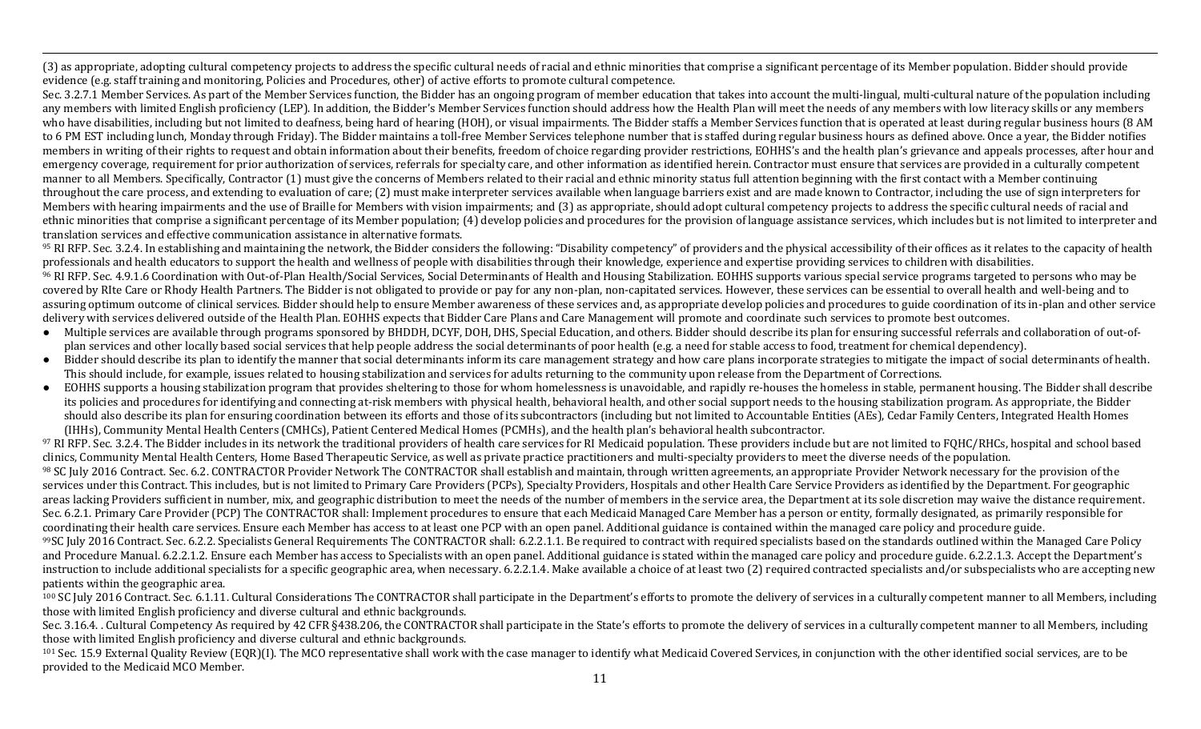(3) as appropriate, adopting cultural competency projects to address the specific cultural needs of racial and ethnic minorities that comprise a significant percentage of its Member population. Bidder should provide evidence (e.g. staff training and monitoring, Policies and Procedures, other) of active efforts to promote cultural competence.

Sec. 3.2.7.1 Member Services. As part of the Member Services function, the Bidder has an ongoing program of member education that takes into account the multi-lingual, multi-cultural nature of the population including any members with limited English proficiency (LEP). In addition, the Bidder's Member Services function should address how the Health Plan will meet the needs of any members with low literacy skills or any members who have disabilities, including but not limited to deafness, being hard of hearing (HOH), or visual impairments. The Bidder staffs a Member Services function that is operated at least during regular business hours (8 AM to 6 PM EST including lunch, Monday through Friday). The Bidder maintains a toll-free Member Services telephone number that is staffed during regular business hours as defined above. Once a year, the Bidder notifies members in writing of their rights to request and obtain information about their benefits, freedom of choice regarding provider restrictions, EOHHS's and the health plan's grievance and appeals processes, after hour and emergency coverage, requirement for prior authorization of services, referrals for specialty care, and other information as identified herein. Contractor must ensure that services are provided in a culturally competent manner to all Members. Specifically, Contractor (1) must give the concerns of Members related to their racial and ethnic minority status full attention beginning with the first contact with a Member continuing throughout the care process, and extending to evaluation of care; (2) must make interpreter services available when language barriers exist and are made known to Contractor, including the use of sign interpreters for Members with hearing impairments and the use of Braille for Members with vision impairments; and (3) as appropriate, should adopt cultural competency projects to address the specific cultural needs of racial and ethnic minorities that comprise a significant percentage of its Member population; (4) develop policies and procedures for the provision of language assistance services, which includes but is not limited to interpreter and translation services and effective communication assistance in alternative formats.

[95] RI RFP. Sec. 3.2.4. In establishing and maintaining the network, the Bidder considers the following: "Disability competency" of providers and the physical accessibility of their offices as it relates to the capacity of health professionals and health educators to support the health and wellness of people with disabilities through their knowledge, experience and expertise providing services to children with disabilities.

[96] RI RFP. Sec. 4.9.1.6 Coordination with Out-of-Plan Health/Social Services, Social Determinants of Health and Housing Stabilization. EOHHS supports various special service programs targeted to persons who may be covered by RIte Care or Rhody Health Partners. The Bidder is not obligated to provide or pay for any non-plan, non-capitated services. However, these services can be essential to overall health and well-being and to assuring optimum outcome of clinical services. Bidder should help to ensure Member awareness of these services and, as appropriate develop policies and procedures to guide coordination of its in-plan and other service delivery with services delivered outside of the Health Plan. EOHHS expects that Bidder Care Plans and Care Management will promote and coordinate such services to promote best outcomes.

- Multiple services are available through programs sponsored by BHDDH, DCYF, DOH, DHS, Special Education, and others. Bidder should describe its plan for ensuring successful referrals and collaboration of out-of-plan services and other locally based social services that help people address the social determinants of poor health (e.g. a need for stable access to food, treatment for chemical dependency).
- Bidder should describe its plan to identify the manner that social determinants inform its care management strategy and how care plans incorporate strategies to mitigate the impact of social determinants of health. This should include, for example, issues related to housing stabilization and services for adults returning to the community upon release from the Department of Corrections.
- EOHHS supports a housing stabilization program that provides sheltering to those for whom homelessness is unavoidable, and rapidly re-houses the homeless in stable, permanent housing. The Bidder shall describe its policies and procedures for identifying and connecting at-risk members with physical health, behavioral health, and other social support needs to the housing stabilization program. As appropriate, the Bidder should also describe its plan for ensuring coordination between its efforts and those of its subcontractors (including but not limited to Accountable Entities (AEs), Cedar Family Centers, Integrated Health Homes (IHHs), Community Mental Health Centers (CMHCs), Patient Centered Medical Homes (PCMHs), and the health plan's behavioral health subcontractor.

[97] RI RFP. Sec. 3.2.4. The Bidder includes in its network the traditional providers of health care services for RI Medicaid population. These providers include but are not limited to FQHC/RHCs, hospital and school based clinics, Community Mental Health Centers, Home Based Therapeutic Service, as well as private practice practitioners and multi-specialty providers to meet the diverse needs of the population.

[98] SC July 2016 Contract. Sec. 6.2. CONTRACTOR Provider Network The CONTRACTOR shall establish and maintain, through written agreements, an appropriate Provider Network necessary for the provision of the services under this Contract. This includes, but is not limited to Primary Care Providers (PCPs), Specialty Providers, Hospitals and other Health Care Service Providers as identified by the Department. For geographic areas lacking Providers sufficient in number, mix, and geographic distribution to meet the needs of the number of members in the service area, the Department at its sole discretion may waive the distance requirement. Sec. 6.2.1. Primary Care Provider (PCP) The CONTRACTOR shall: Implement procedures to ensure that each Medicaid Managed Care Member has a person or entity, formally designated, as primarily responsible for coordinating their health care services. Ensure each Member has access to at least one PCP with an open panel. Additional guidance is contained within the managed care policy and procedure guide.

[99] SC July 2016 Contract. Sec. 6.2.2. Specialists General Requirements The CONTRACTOR shall: 6.2.2.1.1. Be required to contract with required specialists based on the standards outlined within the Managed Care Policy and Procedure Manual. 6.2.2.1.2. Ensure each Member has access to Specialists with an open panel. Additional guidance is stated within the managed care policy and procedure guide. 6.2.2.1.3. Accept the Department's instruction to include additional specialists for a specific geographic area, when necessary. 6.2.2.1.4. Make available a choice of at least two (2) required contracted specialists and/or subspecialists who are accepting new patients within the geographic area.

[100] SC July 2016 Contract. Sec. 6.1.11. Cultural Considerations The CONTRACTOR shall participate in the Department's efforts to promote the delivery of services in a culturally competent manner to all Members, including those with limited English proficiency and diverse cultural and ethnic backgrounds.

Sec. 3.16.4. . Cultural Competency As required by 42 CFR §438.206, the CONTRACTOR shall participate in the State's efforts to promote the delivery of services in a culturally competent manner to all Members, including those with limited English proficiency and diverse cultural and ethnic backgrounds.

[101] Sec. 15.9 External Quality Review (EQR)(I). The MCO representative shall work with the case manager to identify what Medicaid Covered Services, in conjunction with the other identified social services, are to be provided to the Medicaid MCO Member.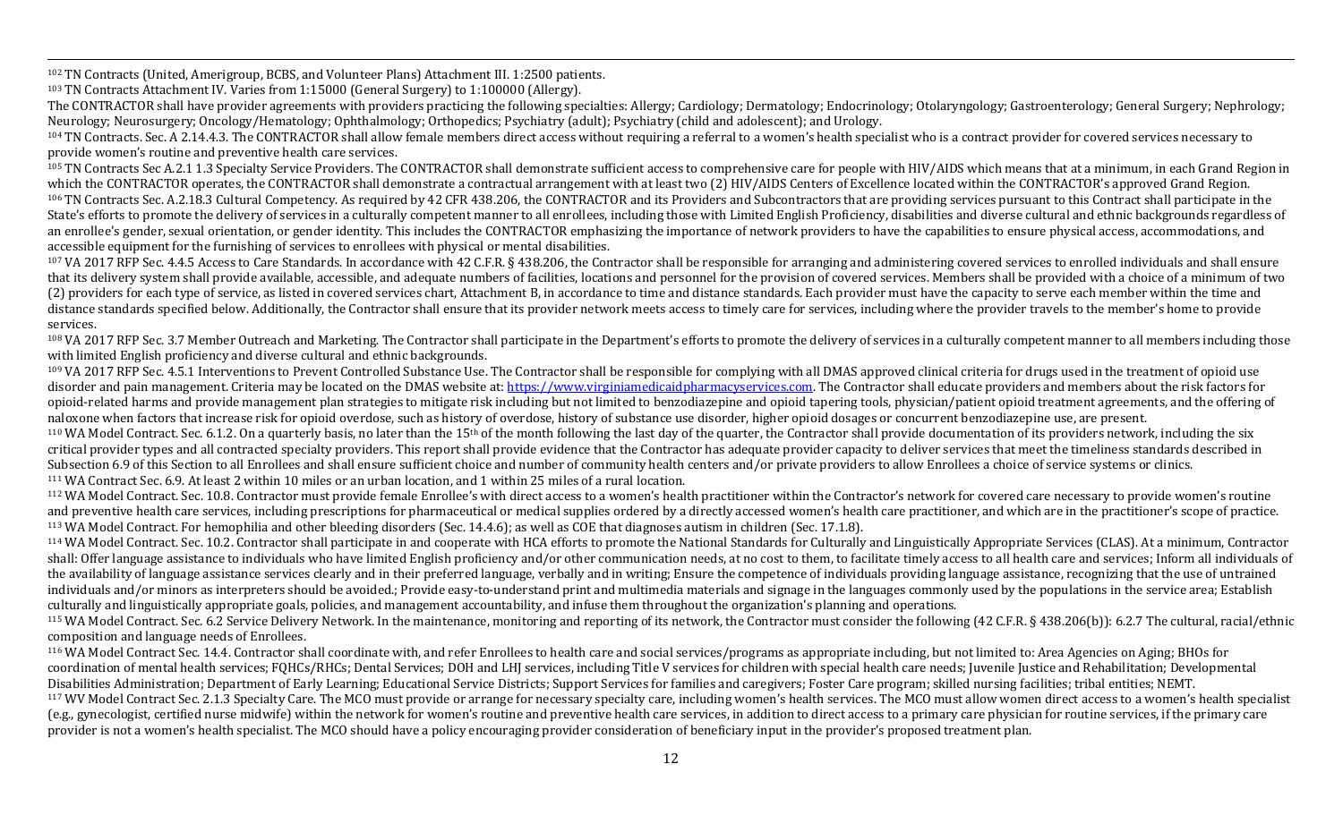[102] TN Contracts (United, Amerigroup, BCBS, and Volunteer Plans) Attachment III. 1:2500 patients.

[103] TN Contracts Attachment IV. Varies from 1:15000 (General Surgery) to 1:100000 (Allergy).

The CONTRACTOR shall have provider agreements with providers practicing the following specialties: Allergy; Cardiology; Dermatology; Endocrinology; Otolaryngology; Gastroenterology; General Surgery; Nephrology; Neurology; Neurosurgery; Oncology/Hematology; Ophthalmology; Orthopedics; Psychiatry (adult); Psychiatry (child and adolescent); and Urology.

[104] TN Contracts. Sec. A 2.14.4.3. The CONTRACTOR shall allow female members direct access without requiring a referral to a women's health specialist who is a contract provider for covered services necessary to provide women's routine and preventive health care services.

[105] TN Contracts Sec A.2.1 1.3 Specialty Service Providers. The CONTRACTOR shall demonstrate sufficient access to comprehensive care for people with HIV/AIDS which means that at a minimum, in each Grand Region in which the CONTRACTOR operates, the CONTRACTOR shall demonstrate a contractual arrangement with at least two (2) HIV/AIDS Centers of Excellence located within the CONTRACTOR's approved Grand Region.

[106] TN Contracts Sec. A.2.18.3 Cultural Competency. As required by 42 CFR 438.206, the CONTRACTOR and its Providers and Subcontractors that are providing services pursuant to this Contract shall participate in the State's efforts to promote the delivery of services in a culturally competent manner to all enrollees, including those with Limited English Proficiency, disabilities and diverse cultural and ethnic backgrounds regardless of an enrollee's gender, sexual orientation, or gender identity. This includes the CONTRACTOR emphasizing the importance of network providers to have the capabilities to ensure physical access, accommodations, and accessible equipment for the furnishing of services to enrollees with physical or mental disabilities.

[107] VA 2017 RFP Sec. 4.4.5 Access to Care Standards. In accordance with 42 C.F.R. § 438.206, the Contractor shall be responsible for arranging and administering covered services to enrolled individuals and shall ensure that its delivery system shall provide available, accessible, and adequate numbers of facilities, locations and personnel for the provision of covered services. Members shall be provided with a choice of a minimum of two (2) providers for each type of service, as listed in covered services chart, Attachment B, in accordance to time and distance standards. Each provider must have the capacity to serve each member within the time and distance standards specified below. Additionally, the Contractor shall ensure that its provider network meets access to timely care for services, including where the provider travels to the member's home to provide services.

[108] VA 2017 RFP Sec. 3.7 Member Outreach and Marketing. The Contractor shall participate in the Department's efforts to promote the delivery of services in a culturally competent manner to all members including those with limited English proficiency and diverse cultural and ethnic backgrounds.

[109] VA 2017 RFP Sec. 4.5.1 Interventions to Prevent Controlled Substance Use. The Contractor shall be responsible for complying with all DMAS approved clinical criteria for drugs used in the treatment of opioid use disorder and pain management. Criteria may be located on the DMAS website at: https://www.virginiamedicaidpharmacyservices.com. The Contractor shall educate providers and members about the risk factors for opioid-related harms and provide management plan strategies to mitigate risk including but not limited to benzodiazepine and opioid tapering tools, physician/patient opioid treatment agreements, and the offering of naloxone when factors that increase risk for opioid overdose, such as history of overdose, history of substance use disorder, higher opioid dosages or concurrent benzodiazepine use, are present.

[110] WA Model Contract. Sec. 6.1.2. On a quarterly basis, no later than the 15th of the month following the last day of the quarter, the Contractor shall provide documentation of its providers network, including the six critical provider types and all contracted specialty providers. This report shall provide evidence that the Contractor has adequate provider capacity to deliver services that meet the timeliness standards described in Subsection 6.9 of this Section to all Enrollees and shall ensure sufficient choice and number of community health centers and/or private providers to allow Enrollees a choice of service systems or clinics.

[111] WA Contract Sec. 6.9. At least 2 within 10 miles or an urban location, and 1 within 25 miles of a rural location.

[112] WA Model Contract. Sec. 10.8. Contractor must provide female Enrollee's with direct access to a women's health practitioner within the Contractor's network for covered care necessary to provide women's routine and preventive health care services, including prescriptions for pharmaceutical or medical supplies ordered by a directly accessed women's health care practitioner, and which are in the practitioner's scope of practice.

[113] WA Model Contract. For hemophilia and other bleeding disorders (Sec. 14.4.6); as well as COE that diagnoses autism in children (Sec. 17.1.8).

[114] WA Model Contract. Sec. 10.2. Contractor shall participate in and cooperate with HCA efforts to promote the National Standards for Culturally and Linguistically Appropriate Services (CLAS). At a minimum, Contractor shall: Offer language assistance to individuals who have limited English proficiency and/or other communication needs, at no cost to them, to facilitate timely access to all health care and services; Inform all individuals of the availability of language assistance services clearly and in their preferred language, verbally and in writing; Ensure the competence of individuals providing language assistance, recognizing that the use of untrained individuals and/or minors as interpreters should be avoided.; Provide easy-to-understand print and multimedia materials and signage in the languages commonly used by the populations in the service area; Establish culturally and linguistically appropriate goals, policies, and management accountability, and infuse them throughout the organization's planning and operations.

[115] WA Model Contract. Sec. 6.2 Service Delivery Network. In the maintenance, monitoring and reporting of its network, the Contractor must consider the following (42 C.F.R. § 438.206(b)): 6.2.7 The cultural, racial/ethnic composition and language needs of Enrollees.

[116] WA Model Contract Sec. 14.4. Contractor shall coordinate with, and refer Enrollees to health care and social services/programs as appropriate including, but not limited to: Area Agencies on Aging; BHOs for coordination of mental health services; FQHCs/RHCs; Dental Services; DOH and LHJ services, including Title V services for children with special health care needs; Juvenile Justice and Rehabilitation; Developmental Disabilities Administration; Department of Early Learning; Educational Service Districts; Support Services for families and caregivers; Foster Care program; skilled nursing facilities; tribal entities; NEMT.

[117] WV Model Contract Sec. 2.1.3 Specialty Care. The MCO must provide or arrange for necessary specialty care, including women's health services. The MCO must allow women direct access to a women's health specialist (e.g., gynecologist, certified nurse midwife) within the network for women's routine and preventive health care services, in addition to direct access to a primary care physician for routine services, if the primary care provider is not a women's health specialist. The MCO should have a policy encouraging provider consideration of beneficiary input in the provider's proposed treatment plan.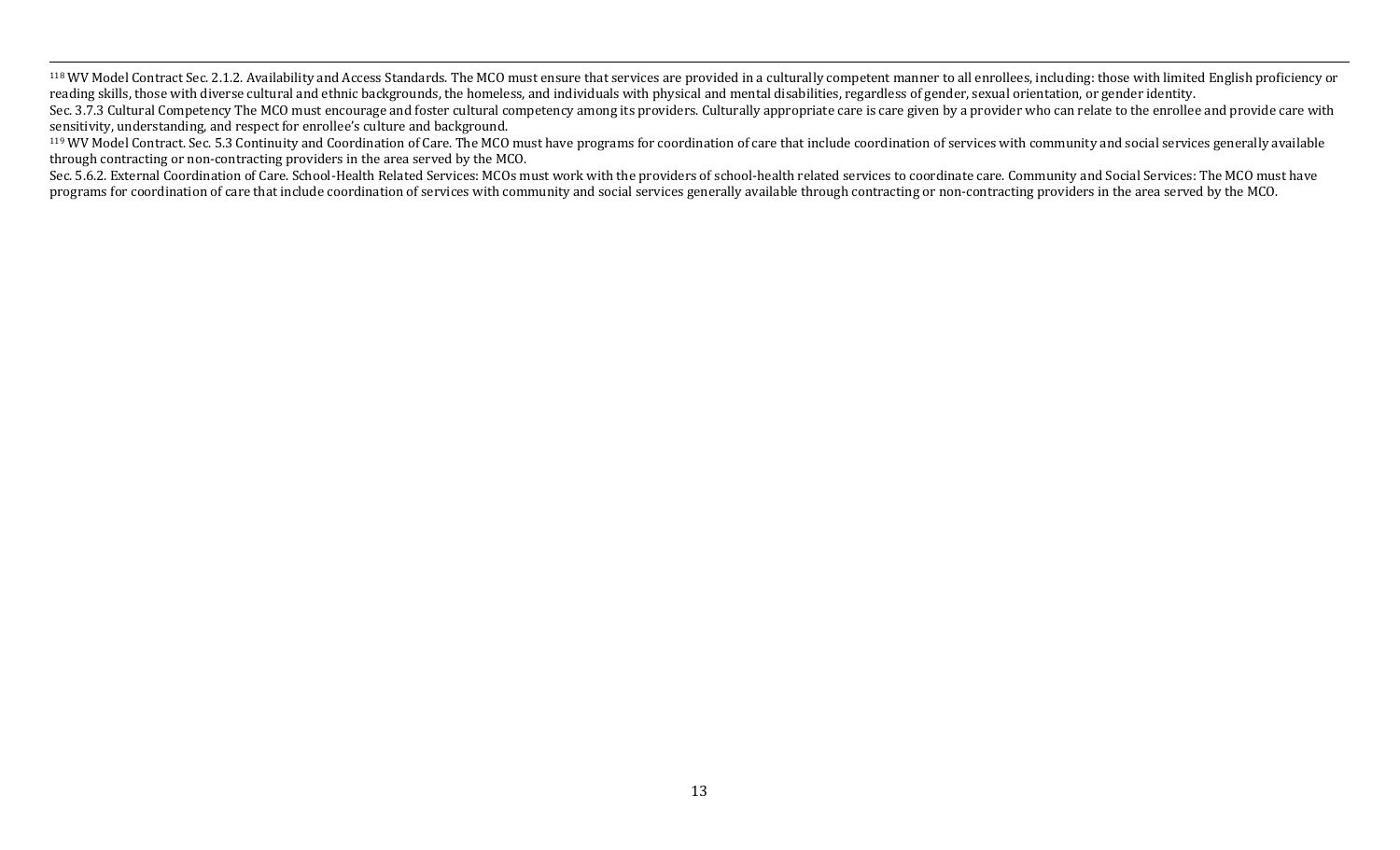[118] WV Model Contract Sec. 2.1.2. Availability and Access Standards. The MCO must ensure that services are provided in a culturally competent manner to all enrollees, including: those with limited English proficiency or reading skills, those with diverse cultural and ethnic backgrounds, the homeless, and individuals with physical and mental disabilities, regardless of gender, sexual orientation, or gender identity.
Sec. 3.7.3 Cultural Competency The MCO must encourage and foster cultural competency among its providers. Culturally appropriate care is care given by a provider who can relate to the enrollee and provide care with sensitivity, understanding, and respect for enrollee's culture and background.

[119] WV Model Contract. Sec. 5.3 Continuity and Coordination of Care. The MCO must have programs for coordination of care that include coordination of services with community and social services generally available through contracting or non-contracting providers in the area served by the MCO.
Sec. 5.6.2. External Coordination of Care. School-Health Related Services: MCOs must work with the providers of school-health related services to coordinate care. Community and Social Services: The MCO must have programs for coordination of care that include coordination of services with community and social services generally available through contracting or non-contracting providers in the area served by the MCO.